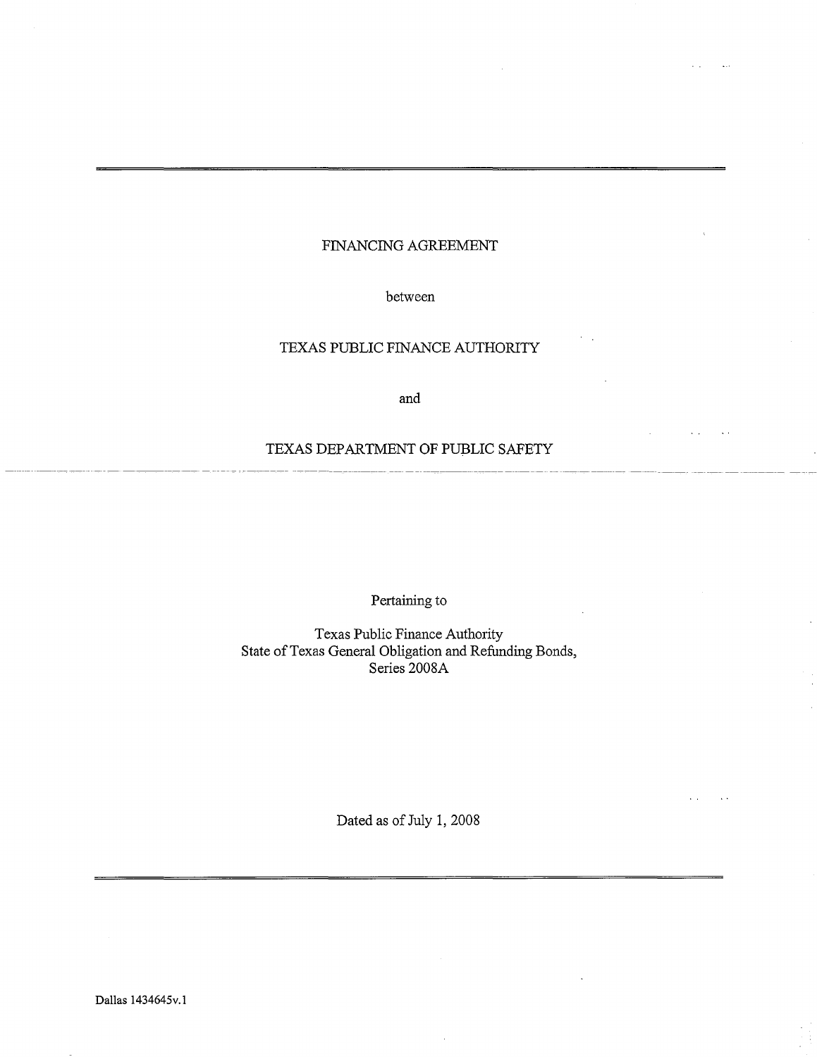# FINANCING AGREEMENT

between

TEXAS PUBLIC FINANCE AUTHORITY

and

TEXAS DEPARTMENT OF PUBLIC SAFETY

Pertaining to

Texas Public Finance Authority
State of Texas General Obligation and Refunding Bonds,
Series 2008A

Dated as of July 1, 2008

Dallas 1434645v.1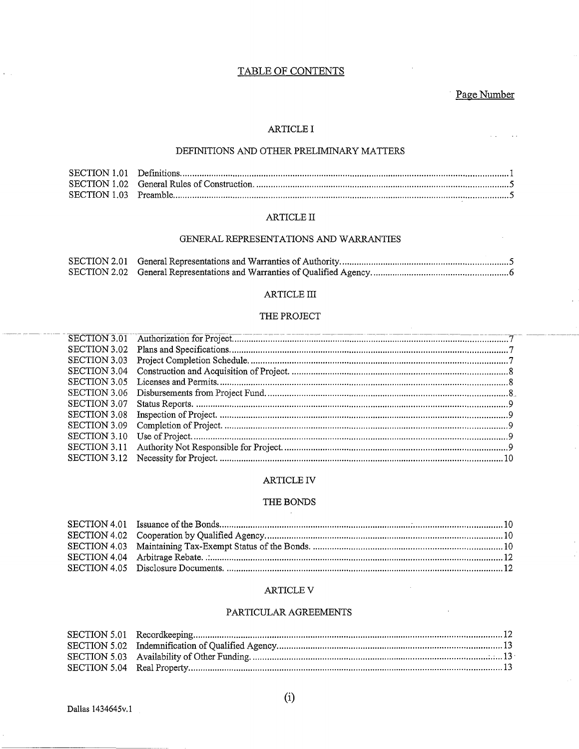# TABLE OF CONTENTS

Page Number

## ARTICLE I

## DEFINITIONS AND OTHER PRELIMINARY MATTERS

| | | |
|---|---|---|
| SECTION 1.01 | Definitions | 1 |
| SECTION 1.02 | General Rules of Construction. | 5 |
| SECTION 1.03 | Preamble | 5 |

## ARTICLE II

## GENERAL REPRESENTATIONS AND WARRANTIES

| | | |
|---|---|---|
| SECTION 2.01 | General Representations and Warranties of Authority | 5 |
| SECTION 2.02 | General Representations and Warranties of Qualified Agency. | 6 |

## ARTICLE III

## THE PROJECT

| | | |
|---|---|---|
| SECTION 3.01 | Authorization for Project | 7 |
| SECTION 3.02 | Plans and Specifications | 7 |
| SECTION 3.03 | Project Completion Schedule. | 7 |
| SECTION 3.04 | Construction and Acquisition of Project. | 8 |
| SECTION 3.05 | Licenses and Permits | 8 |
| SECTION 3.06 | Disbursements from Project Fund. | 8 |
| SECTION 3.07 | Status Reports. | 9 |
| SECTION 3.08 | Inspection of Project. | 9 |
| SECTION 3.09 | Completion of Project. | 9 |
| SECTION 3.10 | Use of Project. | 9 |
| SECTION 3.11 | Authority Not Responsible for Project. | 9 |
| SECTION 3.12 | Necessity for Project. | 10 |

## ARTICLE IV

## THE BONDS

| | | |
|---|---|---|
| SECTION 4.01 | Issuance of the Bonds | 10 |
| SECTION 4.02 | Cooperation by Qualified Agency. | 10 |
| SECTION 4.03 | Maintaining Tax-Exempt Status of the Bonds. | 10 |
| SECTION 4.04 | Arbitrage Rebate. | 12 |
| SECTION 4.05 | Disclosure Documents. | 12 |

## ARTICLE V

## PARTICULAR AGREEMENTS

| | | |
|---|---|---|
| SECTION 5.01 | Recordkeeping | 12 |
| SECTION 5.02 | Indemnification of Qualified Agency | 13 |
| SECTION 5.03 | Availability of Other Funding. | 13 |
| SECTION 5.04 | Real Property | 13 |

(i)

Dallas 1434645v.1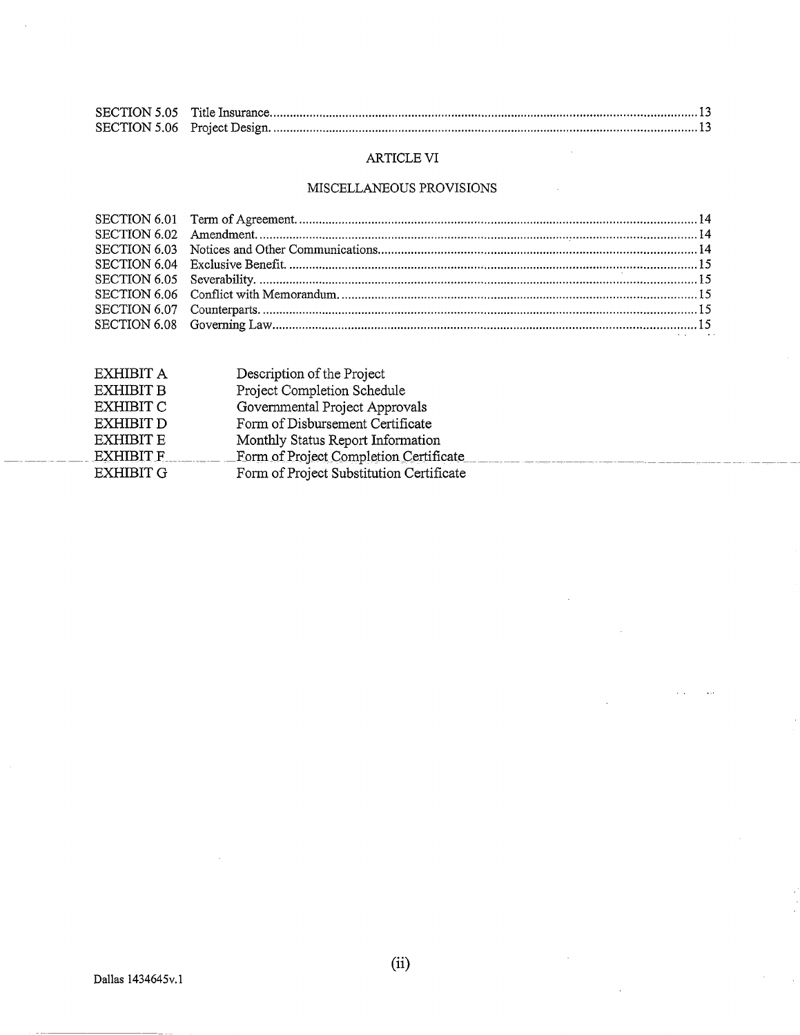| | | |
|---|---|---|
| SECTION 5.05 | Title Insurance | 13 |
| SECTION 5.06 | Project Design. | 13 |

## ARTICLE VI

## MISCELLANEOUS PROVISIONS

| | | |
|---|---|---|
| SECTION 6.01 | Term of Agreement. | 14 |
| SECTION 6.02 | Amendment. | 14 |
| SECTION 6.03 | Notices and Other Communications | 14 |
| SECTION 6.04 | Exclusive Benefit. | 15 |
| SECTION 6.05 | Severability. | 15 |
| SECTION 6.06 | Conflict with Memorandum. | 15 |
| SECTION 6.07 | Counterparts. | 15 |
| SECTION 6.08 | Governing Law | 15 |

| | |
|---|---|
| EXHIBIT A | Description of the Project |
| EXHIBIT B | Project Completion Schedule |
| EXHIBIT C | Governmental Project Approvals |
| EXHIBIT D | Form of Disbursement Certificate |
| EXHIBIT E | Monthly Status Report Information |
| EXHIBIT F | Form of Project Completion Certificate |
| EXHIBIT G | Form of Project Substitution Certificate |

Dallas 1434645v.1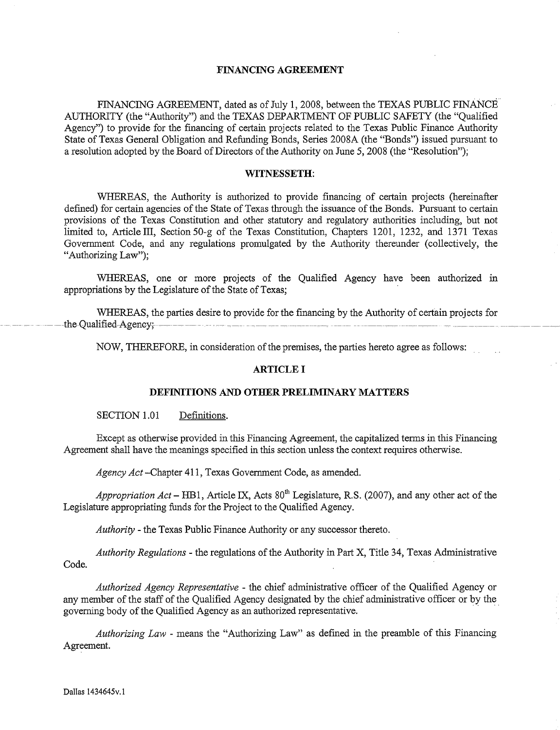# FINANCING AGREEMENT

FINANCING AGREEMENT, dated as of July 1, 2008, between the TEXAS PUBLIC FINANCE AUTHORITY (the "Authority") and the TEXAS DEPARTMENT OF PUBLIC SAFETY (the "Qualified Agency") to provide for the financing of certain projects related to the Texas Public Finance Authority State of Texas General Obligation and Refunding Bonds, Series 2008A (the "Bonds") issued pursuant to a resolution adopted by the Board of Directors of the Authority on June 5, 2008 (the "Resolution");

## WITNESSETH:

WHEREAS, the Authority is authorized to provide financing of certain projects (hereinafter defined) for certain agencies of the State of Texas through the issuance of the Bonds. Pursuant to certain provisions of the Texas Constitution and other statutory and regulatory authorities including, but not limited to, Article III, Section 50-g of the Texas Constitution, Chapters 1201, 1232, and 1371 Texas Government Code, and any regulations promulgated by the Authority thereunder (collectively, the "Authorizing Law");

WHEREAS, one or more projects of the Qualified Agency have been authorized in appropriations by the Legislature of the State of Texas;

WHEREAS, the parties desire to provide for the financing by the Authority of certain projects for the Qualified Agency;

NOW, THEREFORE, in consideration of the premises, the parties hereto agree as follows:

## ARTICLE I

## DEFINITIONS AND OTHER PRELIMINARY MATTERS

SECTION 1.01 Definitions.

Except as otherwise provided in this Financing Agreement, the capitalized terms in this Financing Agreement shall have the meanings specified in this section unless the context requires otherwise.

*Agency Act* –Chapter 411, Texas Government Code, as amended.

*Appropriation Act* – HB1, Article IX, Acts 80th Legislature, R.S. (2007), and any other act of the Legislature appropriating funds for the Project to the Qualified Agency.

*Authority* - the Texas Public Finance Authority or any successor thereto.

*Authority Regulations* - the regulations of the Authority in Part X, Title 34, Texas Administrative Code.

*Authorized Agency Representative* - the chief administrative officer of the Qualified Agency or any member of the staff of the Qualified Agency designated by the chief administrative officer or by the governing body of the Qualified Agency as an authorized representative.

*Authorizing Law* - means the "Authorizing Law" as defined in the preamble of this Financing Agreement.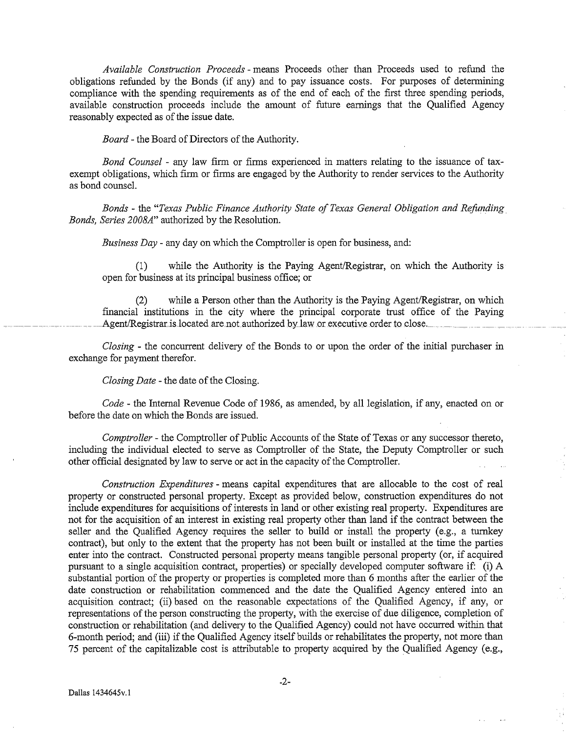*Available Construction Proceeds* - means Proceeds other than Proceeds used to refund the obligations refunded by the Bonds (if any) and to pay issuance costs. For purposes of determining compliance with the spending requirements as of the end of each of the first three spending periods, available construction proceeds include the amount of future earnings that the Qualified Agency reasonably expected as of the issue date.

*Board* - the Board of Directors of the Authority.

*Bond Counsel* - any law firm or firms experienced in matters relating to the issuance of tax-exempt obligations, which firm or firms are engaged by the Authority to render services to the Authority as bond counsel.

*Bonds* - the "*Texas Public Finance Authority State of Texas General Obligation and Refunding Bonds, Series 2008A*" authorized by the Resolution.

*Business Day* - any day on which the Comptroller is open for business, and:

(1) while the Authority is the Paying Agent/Registrar, on which the Authority is open for business at its principal business office; or

(2) while a Person other than the Authority is the Paying Agent/Registrar, on which financial institutions in the city where the principal corporate trust office of the Paying Agent/Registrar is located are not authorized by law or executive order to close.

*Closing* - the concurrent delivery of the Bonds to or upon the order of the initial purchaser in exchange for payment therefor.

*Closing Date* - the date of the Closing.

*Code* - the Internal Revenue Code of 1986, as amended, by all legislation, if any, enacted on or before the date on which the Bonds are issued.

*Comptroller* - the Comptroller of Public Accounts of the State of Texas or any successor thereto, including the individual elected to serve as Comptroller of the State, the Deputy Comptroller or such other official designated by law to serve or act in the capacity of the Comptroller.

*Construction Expenditures* - means capital expenditures that are allocable to the cost of real property or constructed personal property. Except as provided below, construction expenditures do not include expenditures for acquisitions of interests in land or other existing real property. Expenditures are not for the acquisition of an interest in existing real property other than land if the contract between the seller and the Qualified Agency requires the seller to build or install the property (e.g., a turnkey contract), but only to the extent that the property has not been built or installed at the time the parties enter into the contract. Constructed personal property means tangible personal property (or, if acquired pursuant to a single acquisition contract, properties) or specially developed computer software if: (i) A substantial portion of the property or properties is completed more than 6 months after the earlier of the date construction or rehabilitation commenced and the date the Qualified Agency entered into an acquisition contract; (ii) based on the reasonable expectations of the Qualified Agency, if any, or representations of the person constructing the property, with the exercise of due diligence, completion of construction or rehabilitation (and delivery to the Qualified Agency) could not have occurred within that 6-month period; and (iii) if the Qualified Agency itself builds or rehabilitates the property, not more than 75 percent of the capitalizable cost is attributable to property acquired by the Qualified Agency (e.g.,

Dallas 1434645v.1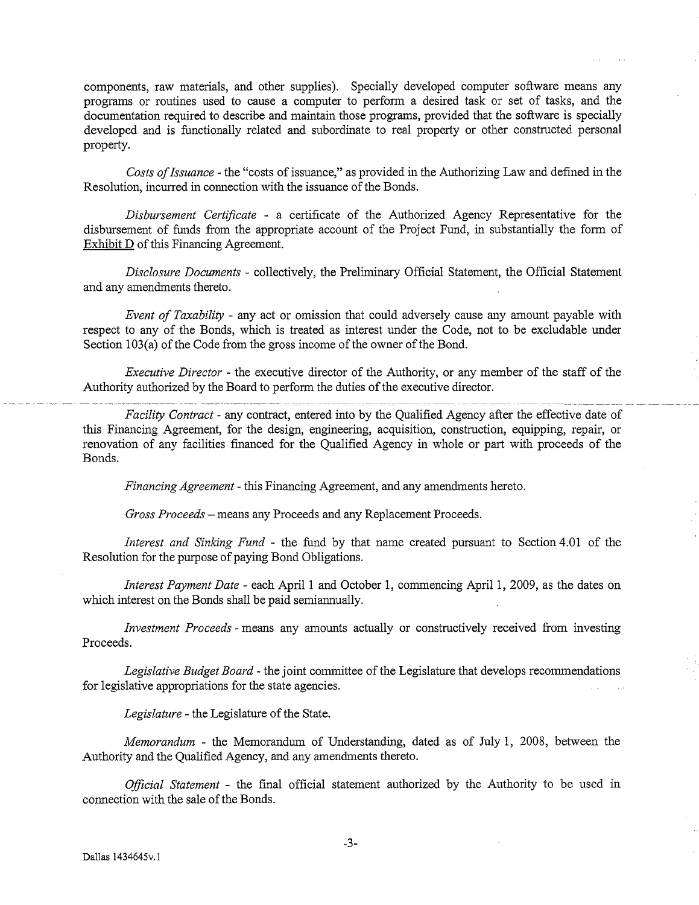components, raw materials, and other supplies). Specially developed computer software means any programs or routines used to cause a computer to perform a desired task or set of tasks, and the documentation required to describe and maintain those programs, provided that the software is specially developed and is functionally related and subordinate to real property or other constructed personal property.

*Costs of Issuance* - the "costs of issuance," as provided in the Authorizing Law and defined in the Resolution, incurred in connection with the issuance of the Bonds.

*Disbursement Certificate* - a certificate of the Authorized Agency Representative for the disbursement of funds from the appropriate account of the Project Fund, in substantially the form of Exhibit D of this Financing Agreement.

*Disclosure Documents* - collectively, the Preliminary Official Statement, the Official Statement and any amendments thereto.

*Event of Taxability* - any act or omission that could adversely cause any amount payable with respect to any of the Bonds, which is treated as interest under the Code, not to be excludable under Section 103(a) of the Code from the gross income of the owner of the Bond.

*Executive Director* - the executive director of the Authority, or any member of the staff of the Authority authorized by the Board to perform the duties of the executive director.

*Facility Contract* - any contract, entered into by the Qualified Agency after the effective date of this Financing Agreement, for the design, engineering, acquisition, construction, equipping, repair, or renovation of any facilities financed for the Qualified Agency in whole or part with proceeds of the Bonds.

*Financing Agreement* - this Financing Agreement, and any amendments hereto.

*Gross Proceeds* – means any Proceeds and any Replacement Proceeds.

*Interest and Sinking Fund* - the fund by that name created pursuant to Section 4.01 of the Resolution for the purpose of paying Bond Obligations.

*Interest Payment Date* - each April 1 and October 1, commencing April 1, 2009, as the dates on which interest on the Bonds shall be paid semiannually.

*Investment Proceeds* - means any amounts actually or constructively received from investing Proceeds.

*Legislative Budget Board* - the joint committee of the Legislature that develops recommendations for legislative appropriations for the state agencies.

*Legislature* - the Legislature of the State.

*Memorandum* - the Memorandum of Understanding, dated as of July 1, 2008, between the Authority and the Qualified Agency, and any amendments thereto.

*Official Statement* - the final official statement authorized by the Authority to be used in connection with the sale of the Bonds.

Dallas 1434645v.1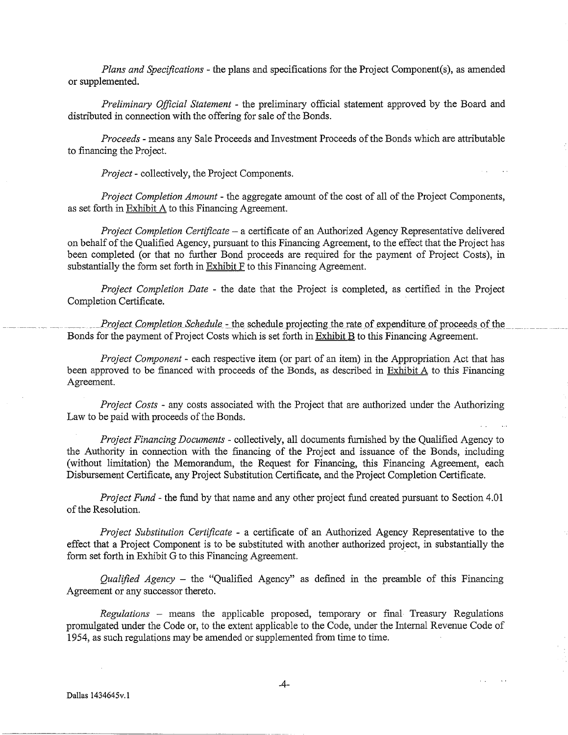*Plans and Specifications* - the plans and specifications for the Project Component(s), as amended or supplemented.

*Preliminary Official Statement* - the preliminary official statement approved by the Board and distributed in connection with the offering for sale of the Bonds.

*Proceeds* - means any Sale Proceeds and Investment Proceeds of the Bonds which are attributable to financing the Project.

*Project* - collectively, the Project Components.

*Project Completion Amount* - the aggregate amount of the cost of all of the Project Components, as set forth in Exhibit A to this Financing Agreement.

*Project Completion Certificate* – a certificate of an Authorized Agency Representative delivered on behalf of the Qualified Agency, pursuant to this Financing Agreement, to the effect that the Project has been completed (or that no further Bond proceeds are required for the payment of Project Costs), in substantially the form set forth in Exhibit F to this Financing Agreement.

*Project Completion Date* - the date that the Project is completed, as certified in the Project Completion Certificate.

*Project Completion Schedule* - the schedule projecting the rate of expenditure of proceeds of the Bonds for the payment of Project Costs which is set forth in Exhibit B to this Financing Agreement.

*Project Component* - each respective item (or part of an item) in the Appropriation Act that has been approved to be financed with proceeds of the Bonds, as described in Exhibit A to this Financing Agreement.

*Project Costs* - any costs associated with the Project that are authorized under the Authorizing Law to be paid with proceeds of the Bonds.

*Project Financing Documents* - collectively, all documents furnished by the Qualified Agency to the Authority in connection with the financing of the Project and issuance of the Bonds, including (without limitation) the Memorandum, the Request for Financing, this Financing Agreement, each Disbursement Certificate, any Project Substitution Certificate, and the Project Completion Certificate.

*Project Fund* - the fund by that name and any other project fund created pursuant to Section 4.01 of the Resolution.

*Project Substitution Certificate* - a certificate of an Authorized Agency Representative to the effect that a Project Component is to be substituted with another authorized project, in substantially the form set forth in Exhibit G to this Financing Agreement.

*Qualified Agency* – the "Qualified Agency" as defined in the preamble of this Financing Agreement or any successor thereto.

*Regulations* – means the applicable proposed, temporary or final Treasury Regulations promulgated under the Code or, to the extent applicable to the Code, under the Internal Revenue Code of 1954, as such regulations may be amended or supplemented from time to time.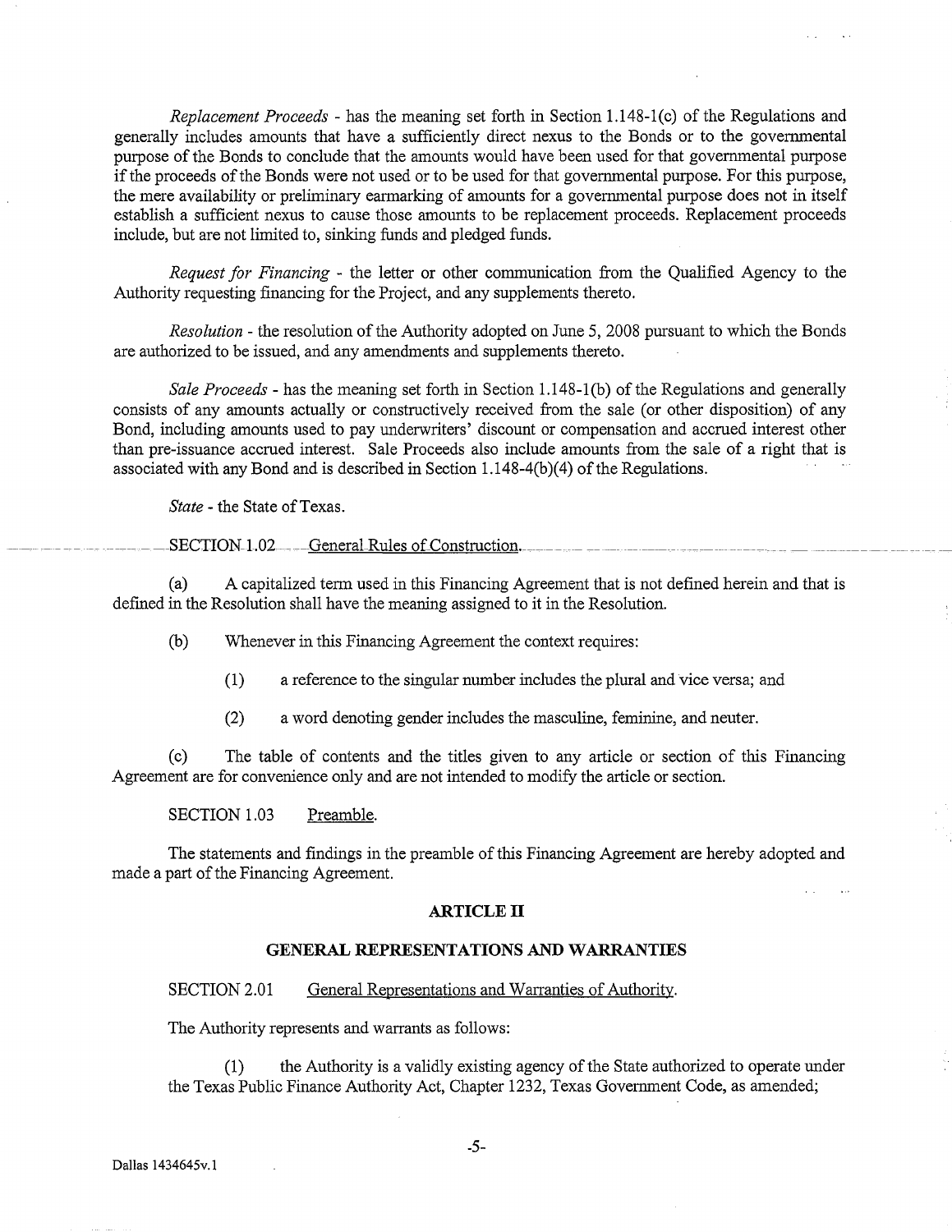*Replacement Proceeds* - has the meaning set forth in Section 1.148-1(c) of the Regulations and generally includes amounts that have a sufficiently direct nexus to the Bonds or to the governmental purpose of the Bonds to conclude that the amounts would have been used for that governmental purpose if the proceeds of the Bonds were not used or to be used for that governmental purpose. For this purpose, the mere availability or preliminary earmarking of amounts for a governmental purpose does not in itself establish a sufficient nexus to cause those amounts to be replacement proceeds. Replacement proceeds include, but are not limited to, sinking funds and pledged funds.

*Request for Financing* - the letter or other communication from the Qualified Agency to the Authority requesting financing for the Project, and any supplements thereto.

*Resolution* - the resolution of the Authority adopted on June 5, 2008 pursuant to which the Bonds are authorized to be issued, and any amendments and supplements thereto.

*Sale Proceeds* - has the meaning set forth in Section 1.148-1(b) of the Regulations and generally consists of any amounts actually or constructively received from the sale (or other disposition) of any Bond, including amounts used to pay underwriters' discount or compensation and accrued interest other than pre-issuance accrued interest. Sale Proceeds also include amounts from the sale of a right that is associated with any Bond and is described in Section 1.148-4(b)(4) of the Regulations.

*State* - the State of Texas.

SECTION 1.02 General Rules of Construction.

(a) A capitalized term used in this Financing Agreement that is not defined herein and that is defined in the Resolution shall have the meaning assigned to it in the Resolution.

(b) Whenever in this Financing Agreement the context requires:

(1) a reference to the singular number includes the plural and vice versa; and

(2) a word denoting gender includes the masculine, feminine, and neuter.

(c) The table of contents and the titles given to any article or section of this Financing Agreement are for convenience only and are not intended to modify the article or section.

SECTION 1.03 Preamble.

The statements and findings in the preamble of this Financing Agreement are hereby adopted and made a part of the Financing Agreement.

## ARTICLE II

## GENERAL REPRESENTATIONS AND WARRANTIES

SECTION 2.01 General Representations and Warranties of Authority.

The Authority represents and warrants as follows:

(1) the Authority is a validly existing agency of the State authorized to operate under the Texas Public Finance Authority Act, Chapter 1232, Texas Government Code, as amended;

Dallas 1434645v.1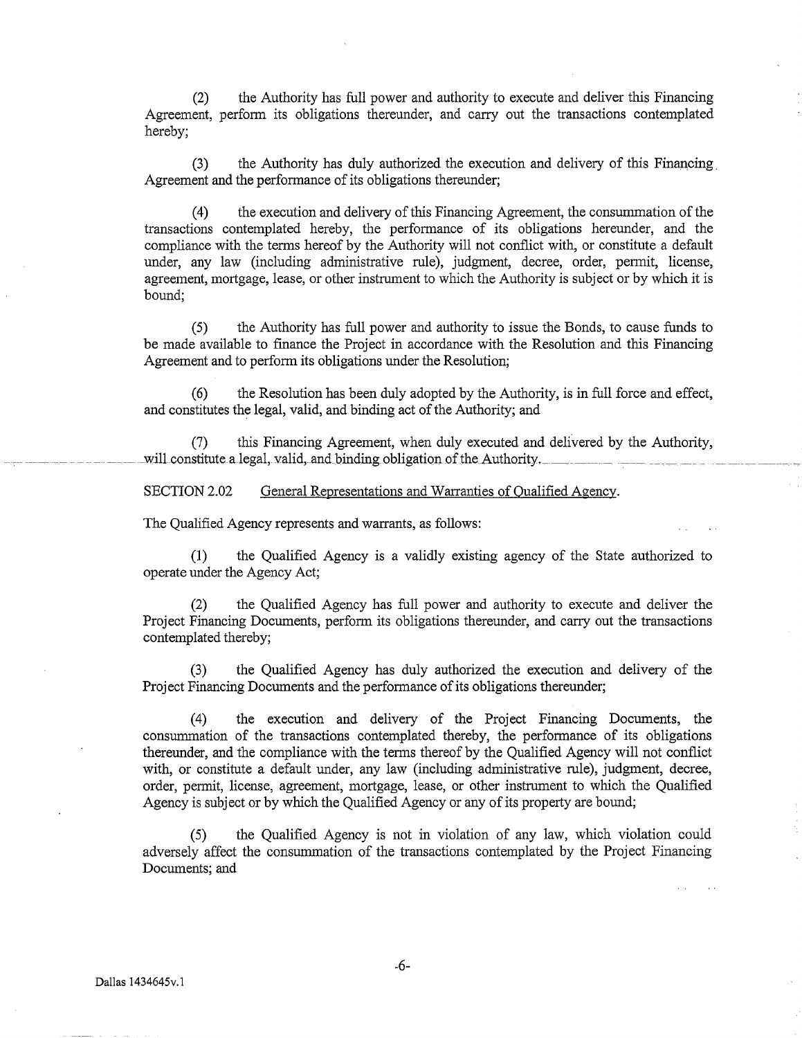(2) the Authority has full power and authority to execute and deliver this Financing Agreement, perform its obligations thereunder, and carry out the transactions contemplated hereby;

(3) the Authority has duly authorized the execution and delivery of this Financing Agreement and the performance of its obligations thereunder;

(4) the execution and delivery of this Financing Agreement, the consummation of the transactions contemplated hereby, the performance of its obligations hereunder, and the compliance with the terms hereof by the Authority will not conflict with, or constitute a default under, any law (including administrative rule), judgment, decree, order, permit, license, agreement, mortgage, lease, or other instrument to which the Authority is subject or by which it is bound;

(5) the Authority has full power and authority to issue the Bonds, to cause funds to be made available to finance the Project in accordance with the Resolution and this Financing Agreement and to perform its obligations under the Resolution;

(6) the Resolution has been duly adopted by the Authority, is in full force and effect, and constitutes the legal, valid, and binding act of the Authority; and

(7) this Financing Agreement, when duly executed and delivered by the Authority, will constitute a legal, valid, and binding obligation of the Authority.

SECTION 2.02 General Representations and Warranties of Qualified Agency.

The Qualified Agency represents and warrants, as follows:

(1) the Qualified Agency is a validly existing agency of the State authorized to operate under the Agency Act;

(2) the Qualified Agency has full power and authority to execute and deliver the Project Financing Documents, perform its obligations thereunder, and carry out the transactions contemplated thereby;

(3) the Qualified Agency has duly authorized the execution and delivery of the Project Financing Documents and the performance of its obligations thereunder;

(4) the execution and delivery of the Project Financing Documents, the consummation of the transactions contemplated thereby, the performance of its obligations thereunder, and the compliance with the terms thereof by the Qualified Agency will not conflict with, or constitute a default under, any law (including administrative rule), judgment, decree, order, permit, license, agreement, mortgage, lease, or other instrument to which the Qualified Agency is subject or by which the Qualified Agency or any of its property are bound;

(5) the Qualified Agency is not in violation of any law, which violation could adversely affect the consummation of the transactions contemplated by the Project Financing Documents; and

Dallas 1434645v.1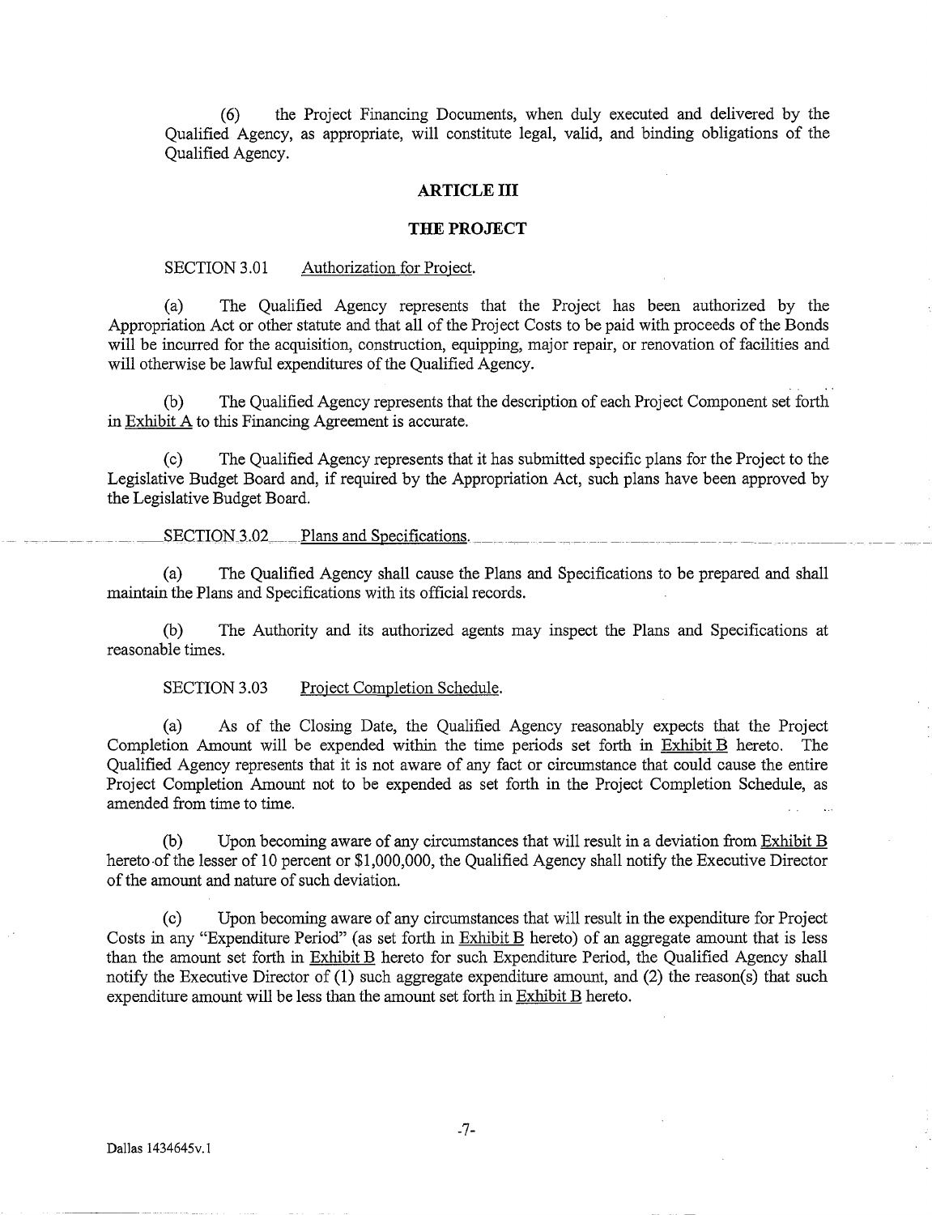(6) the Project Financing Documents, when duly executed and delivered by the Qualified Agency, as appropriate, will constitute legal, valid, and binding obligations of the Qualified Agency.

## ARTICLE III

## THE PROJECT

SECTION 3.01 Authorization for Project.

(a) The Qualified Agency represents that the Project has been authorized by the Appropriation Act or other statute and that all of the Project Costs to be paid with proceeds of the Bonds will be incurred for the acquisition, construction, equipping, major repair, or renovation of facilities and will otherwise be lawful expenditures of the Qualified Agency.

(b) The Qualified Agency represents that the description of each Project Component set forth in Exhibit A to this Financing Agreement is accurate.

(c) The Qualified Agency represents that it has submitted specific plans for the Project to the Legislative Budget Board and, if required by the Appropriation Act, such plans have been approved by the Legislative Budget Board.

SECTION 3.02 Plans and Specifications.

(a) The Qualified Agency shall cause the Plans and Specifications to be prepared and shall maintain the Plans and Specifications with its official records.

(b) The Authority and its authorized agents may inspect the Plans and Specifications at reasonable times.

SECTION 3.03 Project Completion Schedule.

(a) As of the Closing Date, the Qualified Agency reasonably expects that the Project Completion Amount will be expended within the time periods set forth in Exhibit B hereto. The Qualified Agency represents that it is not aware of any fact or circumstance that could cause the entire Project Completion Amount not to be expended as set forth in the Project Completion Schedule, as amended from time to time.

(b) Upon becoming aware of any circumstances that will result in a deviation from Exhibit B hereto of the lesser of 10 percent or $1,000,000, the Qualified Agency shall notify the Executive Director of the amount and nature of such deviation.

(c) Upon becoming aware of any circumstances that will result in the expenditure for Project Costs in any "Expenditure Period" (as set forth in Exhibit B hereto) of an aggregate amount that is less than the amount set forth in Exhibit B hereto for such Expenditure Period, the Qualified Agency shall notify the Executive Director of (1) such aggregate expenditure amount, and (2) the reason(s) that such expenditure amount will be less than the amount set forth in Exhibit B hereto.

Dallas 1434645v.1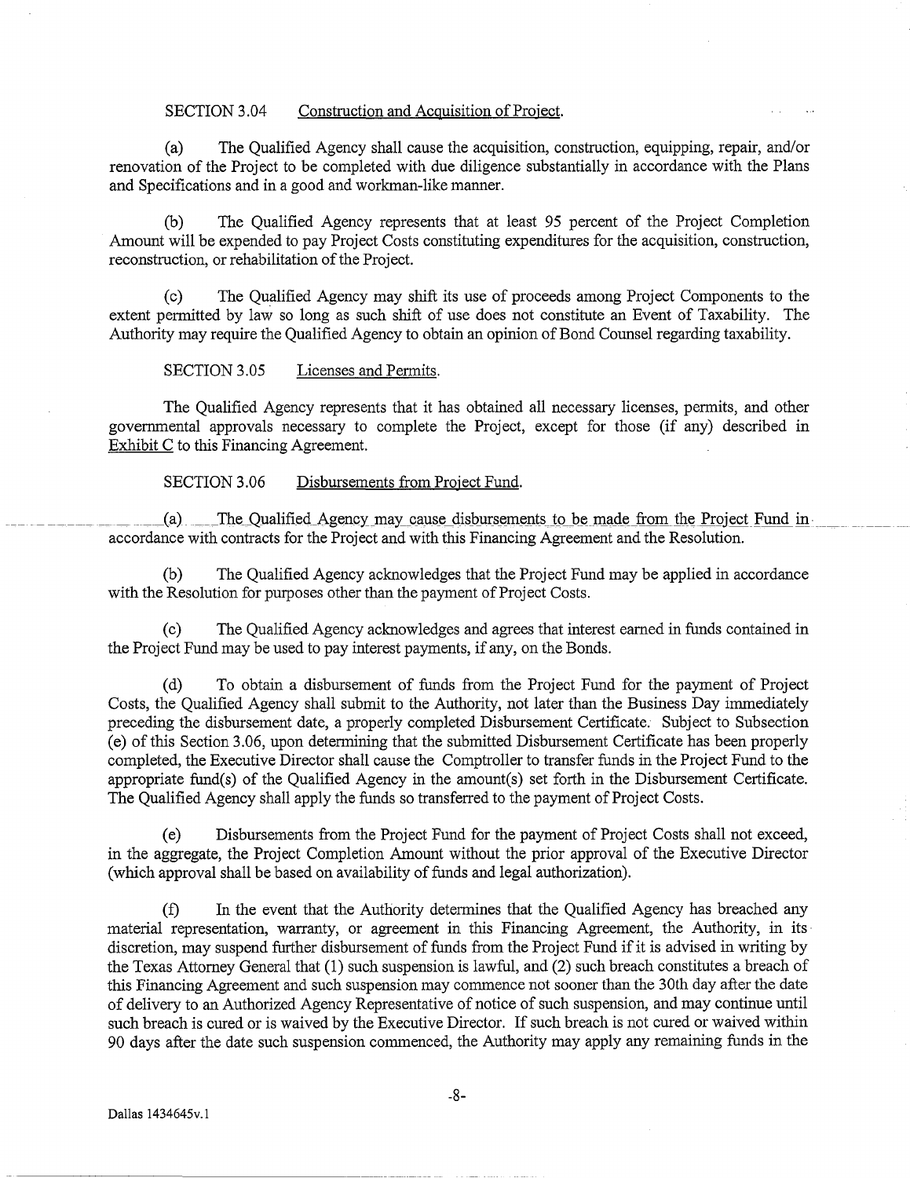SECTION 3.04 Construction and Acquisition of Project.

(a) The Qualified Agency shall cause the acquisition, construction, equipping, repair, and/or renovation of the Project to be completed with due diligence substantially in accordance with the Plans and Specifications and in a good and workman-like manner.

(b) The Qualified Agency represents that at least 95 percent of the Project Completion Amount will be expended to pay Project Costs constituting expenditures for the acquisition, construction, reconstruction, or rehabilitation of the Project.

(c) The Qualified Agency may shift its use of proceeds among Project Components to the extent permitted by law so long as such shift of use does not constitute an Event of Taxability. The Authority may require the Qualified Agency to obtain an opinion of Bond Counsel regarding taxability.

SECTION 3.05 Licenses and Permits.

The Qualified Agency represents that it has obtained all necessary licenses, permits, and other governmental approvals necessary to complete the Project, except for those (if any) described in Exhibit C to this Financing Agreement.

SECTION 3.06 Disbursements from Project Fund.

(a) The Qualified Agency may cause disbursements to be made from the Project Fund in accordance with contracts for the Project and with this Financing Agreement and the Resolution.

(b) The Qualified Agency acknowledges that the Project Fund may be applied in accordance with the Resolution for purposes other than the payment of Project Costs.

(c) The Qualified Agency acknowledges and agrees that interest earned in funds contained in the Project Fund may be used to pay interest payments, if any, on the Bonds.

(d) To obtain a disbursement of funds from the Project Fund for the payment of Project Costs, the Qualified Agency shall submit to the Authority, not later than the Business Day immediately preceding the disbursement date, a properly completed Disbursement Certificate. Subject to Subsection (e) of this Section 3.06, upon determining that the submitted Disbursement Certificate has been properly completed, the Executive Director shall cause the Comptroller to transfer funds in the Project Fund to the appropriate fund(s) of the Qualified Agency in the amount(s) set forth in the Disbursement Certificate. The Qualified Agency shall apply the funds so transferred to the payment of Project Costs.

(e) Disbursements from the Project Fund for the payment of Project Costs shall not exceed, in the aggregate, the Project Completion Amount without the prior approval of the Executive Director (which approval shall be based on availability of funds and legal authorization).

(f) In the event that the Authority determines that the Qualified Agency has breached any material representation, warranty, or agreement in this Financing Agreement, the Authority, in its discretion, may suspend further disbursement of funds from the Project Fund if it is advised in writing by the Texas Attorney General that (1) such suspension is lawful, and (2) such breach constitutes a breach of this Financing Agreement and such suspension may commence not sooner than the 30th day after the date of delivery to an Authorized Agency Representative of notice of such suspension, and may continue until such breach is cured or is waived by the Executive Director. If such breach is not cured or waived within 90 days after the date such suspension commenced, the Authority may apply any remaining funds in the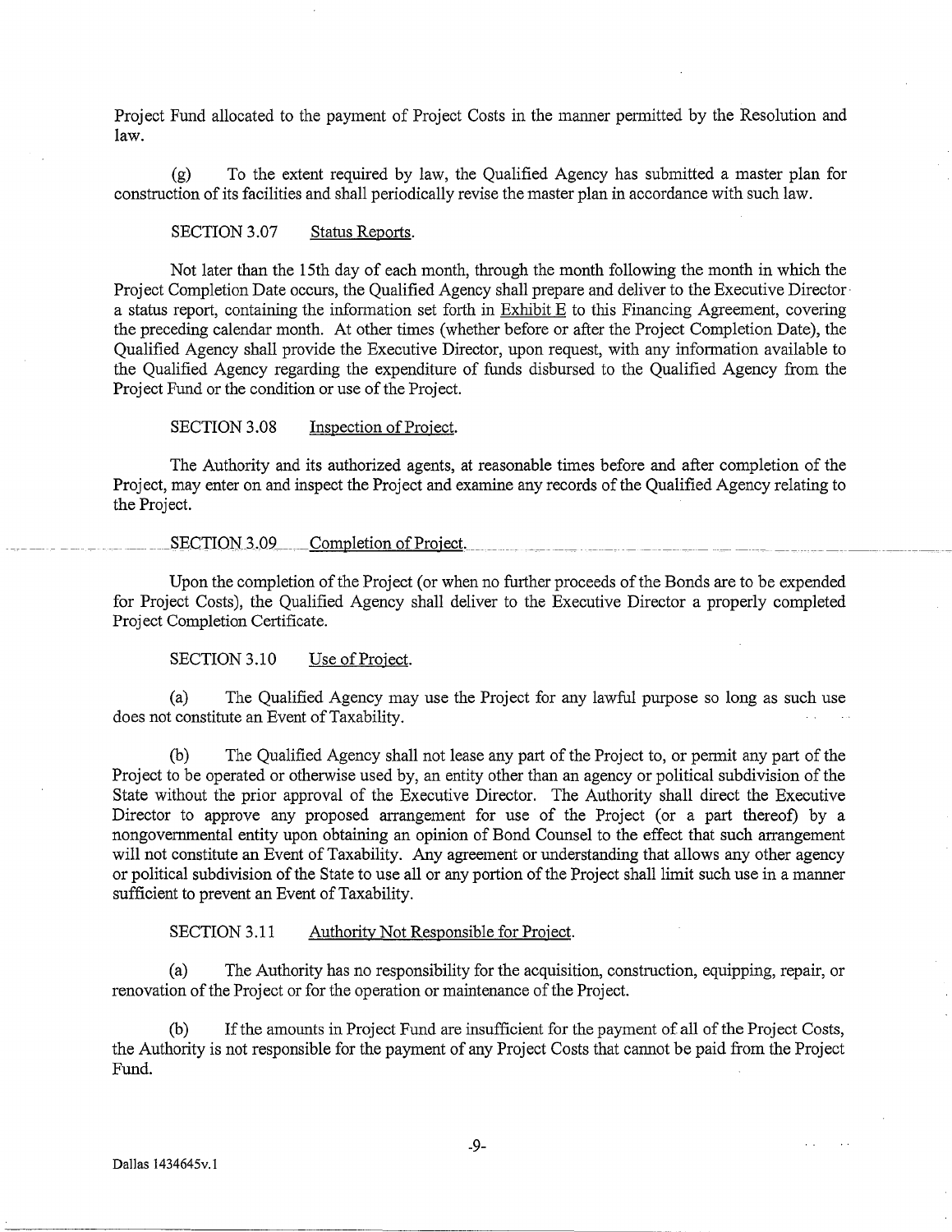Project Fund allocated to the payment of Project Costs in the manner permitted by the Resolution and law.

(g) To the extent required by law, the Qualified Agency has submitted a master plan for construction of its facilities and shall periodically revise the master plan in accordance with such law.

SECTION 3.07 Status Reports.

Not later than the 15th day of each month, through the month following the month in which the Project Completion Date occurs, the Qualified Agency shall prepare and deliver to the Executive Director a status report, containing the information set forth in Exhibit E to this Financing Agreement, covering the preceding calendar month. At other times (whether before or after the Project Completion Date), the Qualified Agency shall provide the Executive Director, upon request, with any information available to the Qualified Agency regarding the expenditure of funds disbursed to the Qualified Agency from the Project Fund or the condition or use of the Project.

SECTION 3.08 Inspection of Project.

The Authority and its authorized agents, at reasonable times before and after completion of the Project, may enter on and inspect the Project and examine any records of the Qualified Agency relating to the Project.

SECTION 3.09 Completion of Project.

Upon the completion of the Project (or when no further proceeds of the Bonds are to be expended for Project Costs), the Qualified Agency shall deliver to the Executive Director a properly completed Project Completion Certificate.

SECTION 3.10 Use of Project.

(a) The Qualified Agency may use the Project for any lawful purpose so long as such use does not constitute an Event of Taxability.

(b) The Qualified Agency shall not lease any part of the Project to, or permit any part of the Project to be operated or otherwise used by, an entity other than an agency or political subdivision of the State without the prior approval of the Executive Director. The Authority shall direct the Executive Director to approve any proposed arrangement for use of the Project (or a part thereof) by a nongovernmental entity upon obtaining an opinion of Bond Counsel to the effect that such arrangement will not constitute an Event of Taxability. Any agreement or understanding that allows any other agency or political subdivision of the State to use all or any portion of the Project shall limit such use in a manner sufficient to prevent an Event of Taxability.

SECTION 3.11 Authority Not Responsible for Project.

(a) The Authority has no responsibility for the acquisition, construction, equipping, repair, or renovation of the Project or for the operation or maintenance of the Project.

(b) If the amounts in Project Fund are insufficient for the payment of all of the Project Costs, the Authority is not responsible for the payment of any Project Costs that cannot be paid from the Project Fund.

Dallas 1434645v.1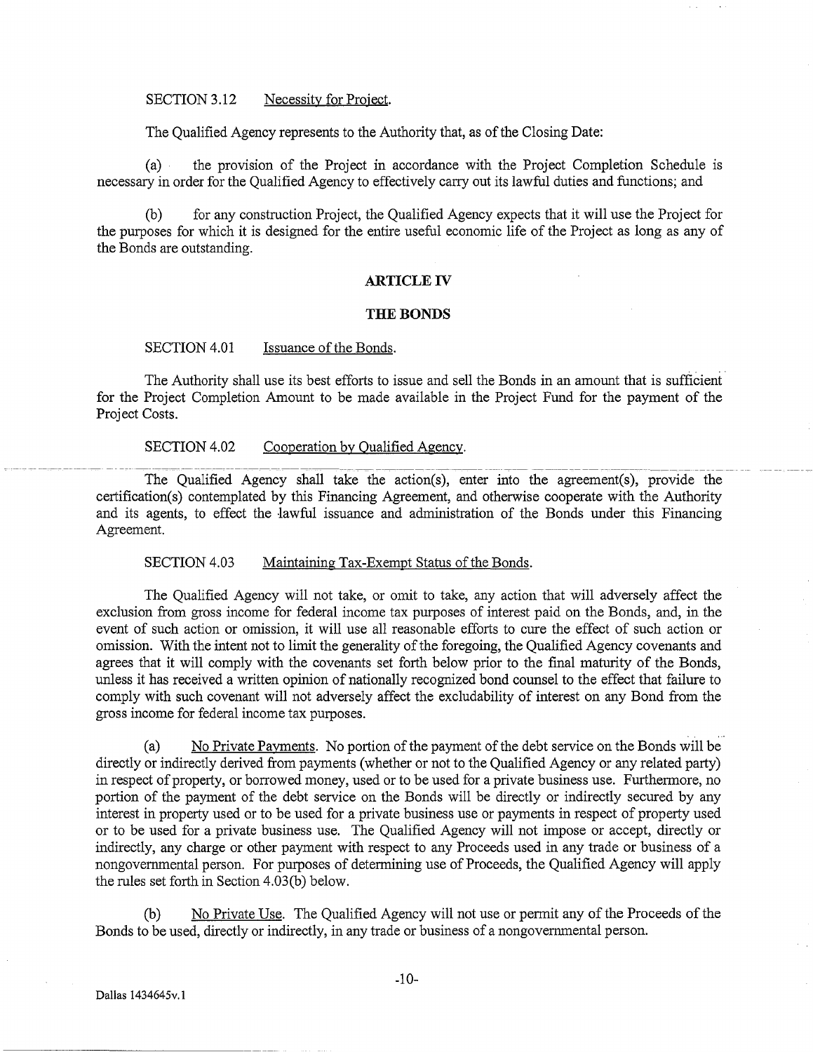SECTION 3.12 Necessity for Project.

The Qualified Agency represents to the Authority that, as of the Closing Date:

(a) the provision of the Project in accordance with the Project Completion Schedule is necessary in order for the Qualified Agency to effectively carry out its lawful duties and functions; and

(b) for any construction Project, the Qualified Agency expects that it will use the Project for the purposes for which it is designed for the entire useful economic life of the Project as long as any of the Bonds are outstanding.

## ARTICLE IV

## THE BONDS

SECTION 4.01 Issuance of the Bonds.

The Authority shall use its best efforts to issue and sell the Bonds in an amount that is sufficient for the Project Completion Amount to be made available in the Project Fund for the payment of the Project Costs.

SECTION 4.02 Cooperation by Qualified Agency.

The Qualified Agency shall take the action(s), enter into the agreement(s), provide the certification(s) contemplated by this Financing Agreement, and otherwise cooperate with the Authority and its agents, to effect the lawful issuance and administration of the Bonds under this Financing Agreement.

SECTION 4.03 Maintaining Tax-Exempt Status of the Bonds.

The Qualified Agency will not take, or omit to take, any action that will adversely affect the exclusion from gross income for federal income tax purposes of interest paid on the Bonds, and, in the event of such action or omission, it will use all reasonable efforts to cure the effect of such action or omission. With the intent not to limit the generality of the foregoing, the Qualified Agency covenants and agrees that it will comply with the covenants set forth below prior to the final maturity of the Bonds, unless it has received a written opinion of nationally recognized bond counsel to the effect that failure to comply with such covenant will not adversely affect the excludability of interest on any Bond from the gross income for federal income tax purposes.

(a) No Private Payments. No portion of the payment of the debt service on the Bonds will be directly or indirectly derived from payments (whether or not to the Qualified Agency or any related party) in respect of property, or borrowed money, used or to be used for a private business use. Furthermore, no portion of the payment of the debt service on the Bonds will be directly or indirectly secured by any interest in property used or to be used for a private business use or payments in respect of property used or to be used for a private business use. The Qualified Agency will not impose or accept, directly or indirectly, any charge or other payment with respect to any Proceeds used in any trade or business of a nongovernmental person. For purposes of determining use of Proceeds, the Qualified Agency will apply the rules set forth in Section 4.03(b) below.

(b) No Private Use. The Qualified Agency will not use or permit any of the Proceeds of the Bonds to be used, directly or indirectly, in any trade or business of a nongovernmental person.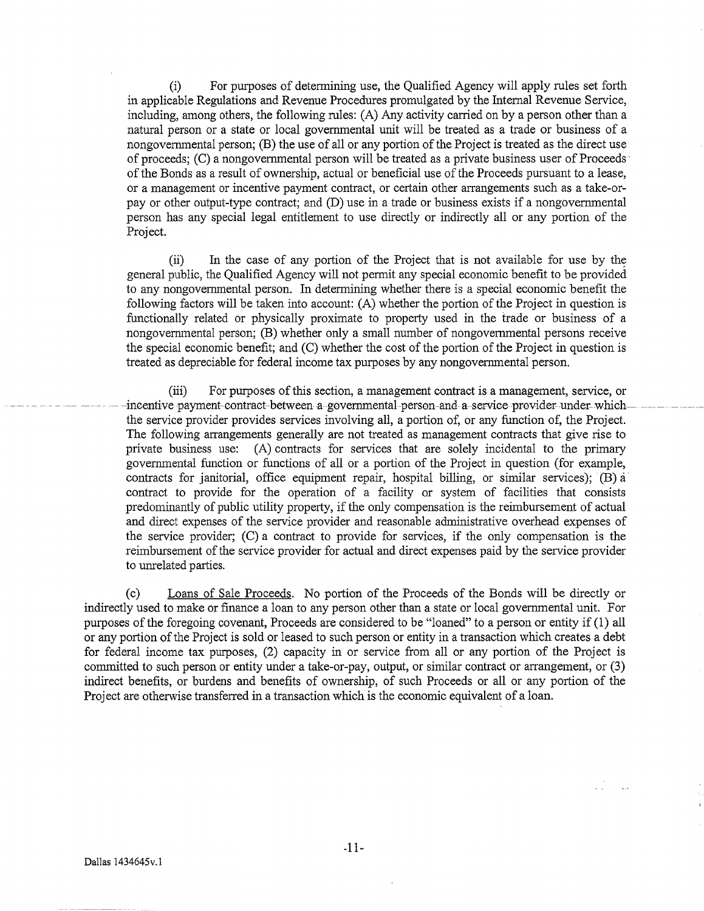(i) For purposes of determining use, the Qualified Agency will apply rules set forth in applicable Regulations and Revenue Procedures promulgated by the Internal Revenue Service, including, among others, the following rules: (A) Any activity carried on by a person other than a natural person or a state or local governmental unit will be treated as a trade or business of a nongovernmental person; (B) the use of all or any portion of the Project is treated as the direct use of proceeds; (C) a nongovernmental person will be treated as a private business user of Proceeds of the Bonds as a result of ownership, actual or beneficial use of the Proceeds pursuant to a lease, or a management or incentive payment contract, or certain other arrangements such as a take-or-pay or other output-type contract; and (D) use in a trade or business exists if a nongovernmental person has any special legal entitlement to use directly or indirectly all or any portion of the Project.

(ii) In the case of any portion of the Project that is not available for use by the general public, the Qualified Agency will not permit any special economic benefit to be provided to any nongovernmental person. In determining whether there is a special economic benefit the following factors will be taken into account: (A) whether the portion of the Project in question is functionally related or physically proximate to property used in the trade or business of a nongovernmental person; (B) whether only a small number of nongovernmental persons receive the special economic benefit; and (C) whether the cost of the portion of the Project in question is treated as depreciable for federal income tax purposes by any nongovernmental person.

(iii) For purposes of this section, a management contract is a management, service, or incentive payment contract between a governmental person and a service provider under which the service provider provides services involving all, a portion of, or any function of, the Project. The following arrangements generally are not treated as management contracts that give rise to private business use: (A) contracts for services that are solely incidental to the primary governmental function or functions of all or a portion of the Project in question (for example, contracts for janitorial, office equipment repair, hospital billing, or similar services); (B) a contract to provide for the operation of a facility or system of facilities that consists predominantly of public utility property, if the only compensation is the reimbursement of actual and direct expenses of the service provider and reasonable administrative overhead expenses of the service provider; (C) a contract to provide for services, if the only compensation is the reimbursement of the service provider for actual and direct expenses paid by the service provider to unrelated parties.

(c) Loans of Sale Proceeds. No portion of the Proceeds of the Bonds will be directly or indirectly used to make or finance a loan to any person other than a state or local governmental unit. For purposes of the foregoing covenant, Proceeds are considered to be "loaned" to a person or entity if (1) all or any portion of the Project is sold or leased to such person or entity in a transaction which creates a debt for federal income tax purposes, (2) capacity in or service from all or any portion of the Project is committed to such person or entity under a take-or-pay, output, or similar contract or arrangement, or (3) indirect benefits, or burdens and benefits of ownership, of such Proceeds or all or any portion of the Project are otherwise transferred in a transaction which is the economic equivalent of a loan.

Dallas 1434645v.1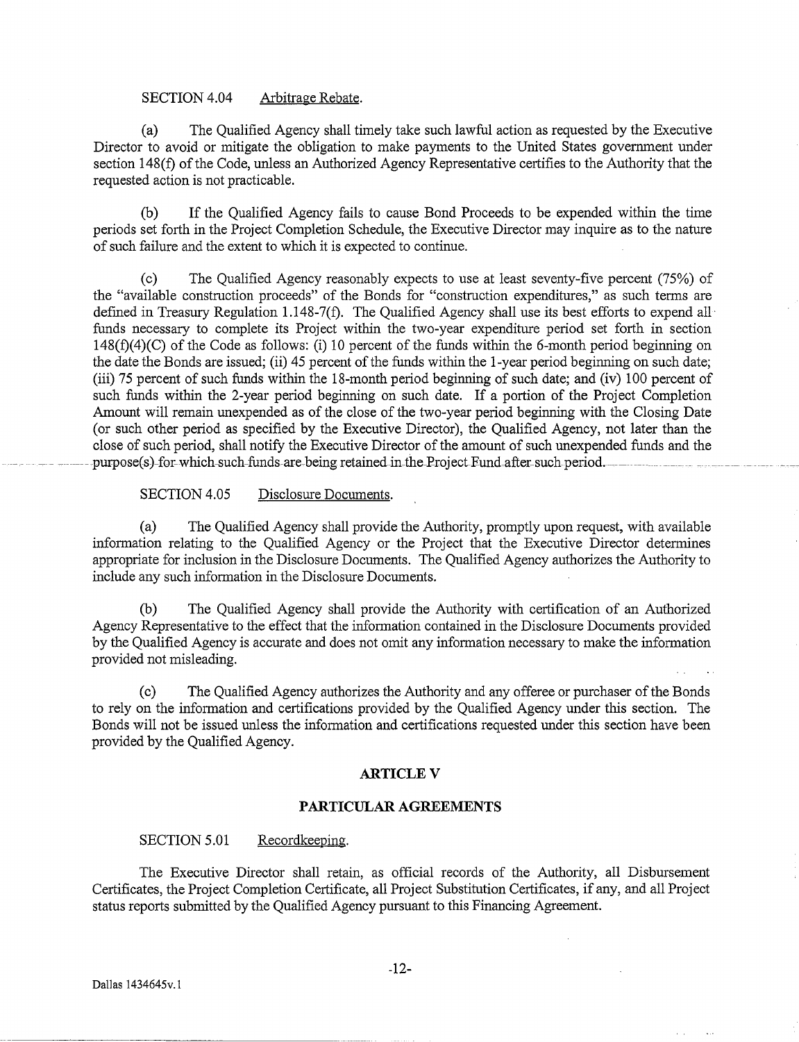SECTION 4.04 Arbitrage Rebate.

(a) The Qualified Agency shall timely take such lawful action as requested by the Executive Director to avoid or mitigate the obligation to make payments to the United States government under section 148(f) of the Code, unless an Authorized Agency Representative certifies to the Authority that the requested action is not practicable.

(b) If the Qualified Agency fails to cause Bond Proceeds to be expended within the time periods set forth in the Project Completion Schedule, the Executive Director may inquire as to the nature of such failure and the extent to which it is expected to continue.

(c) The Qualified Agency reasonably expects to use at least seventy-five percent (75%) of the "available construction proceeds" of the Bonds for "construction expenditures," as such terms are defined in Treasury Regulation 1.148-7(f). The Qualified Agency shall use its best efforts to expend all funds necessary to complete its Project within the two-year expenditure period set forth in section 148(f)(4)(C) of the Code as follows: (i) 10 percent of the funds within the 6-month period beginning on the date the Bonds are issued; (ii) 45 percent of the funds within the 1-year period beginning on such date; (iii) 75 percent of such funds within the 18-month period beginning of such date; and (iv) 100 percent of such funds within the 2-year period beginning on such date. If a portion of the Project Completion Amount will remain unexpended as of the close of the two-year period beginning with the Closing Date (or such other period as specified by the Executive Director), the Qualified Agency, not later than the close of such period, shall notify the Executive Director of the amount of such unexpended funds and the purpose(s) for which such funds are being retained in the Project Fund after such period.

SECTION 4.05 Disclosure Documents.

(a) The Qualified Agency shall provide the Authority, promptly upon request, with available information relating to the Qualified Agency or the Project that the Executive Director determines appropriate for inclusion in the Disclosure Documents. The Qualified Agency authorizes the Authority to include any such information in the Disclosure Documents.

(b) The Qualified Agency shall provide the Authority with certification of an Authorized Agency Representative to the effect that the information contained in the Disclosure Documents provided by the Qualified Agency is accurate and does not omit any information necessary to make the information provided not misleading.

(c) The Qualified Agency authorizes the Authority and any offeree or purchaser of the Bonds to rely on the information and certifications provided by the Qualified Agency under this section. The Bonds will not be issued unless the information and certifications requested under this section have been provided by the Qualified Agency.

## ARTICLE V

## PARTICULAR AGREEMENTS

SECTION 5.01 Recordkeeping.

The Executive Director shall retain, as official records of the Authority, all Disbursement Certificates, the Project Completion Certificate, all Project Substitution Certificates, if any, and all Project status reports submitted by the Qualified Agency pursuant to this Financing Agreement.

Dallas 1434645v.1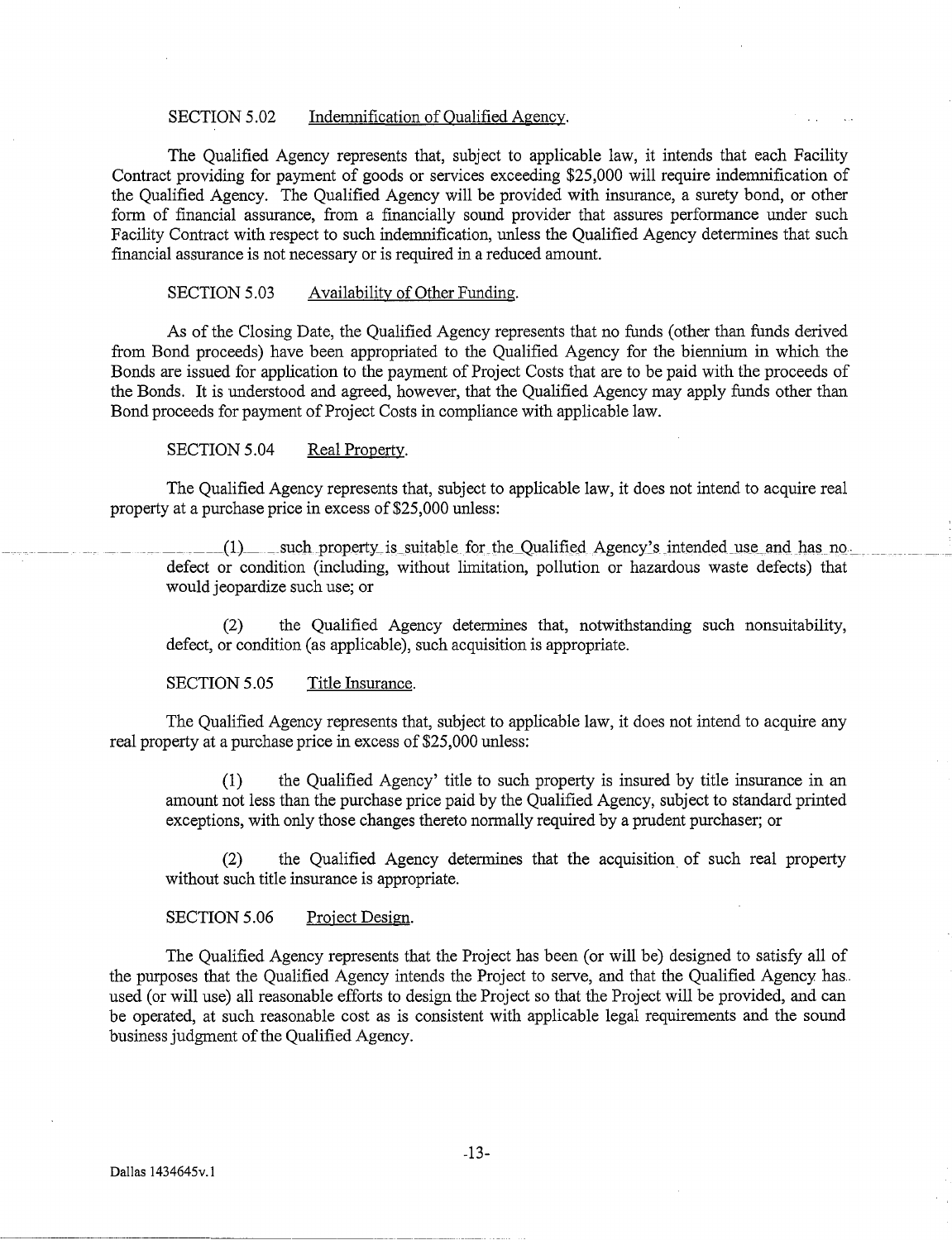SECTION 5.02 Indemnification of Qualified Agency.

The Qualified Agency represents that, subject to applicable law, it intends that each Facility Contract providing for payment of goods or services exceeding $25,000 will require indemnification of the Qualified Agency. The Qualified Agency will be provided with insurance, a surety bond, or other form of financial assurance, from a financially sound provider that assures performance under such Facility Contract with respect to such indemnification, unless the Qualified Agency determines that such financial assurance is not necessary or is required in a reduced amount.

SECTION 5.03 Availability of Other Funding.

As of the Closing Date, the Qualified Agency represents that no funds (other than funds derived from Bond proceeds) have been appropriated to the Qualified Agency for the biennium in which the Bonds are issued for application to the payment of Project Costs that are to be paid with the proceeds of the Bonds. It is understood and agreed, however, that the Qualified Agency may apply funds other than Bond proceeds for payment of Project Costs in compliance with applicable law.

SECTION 5.04 Real Property.

The Qualified Agency represents that, subject to applicable law, it does not intend to acquire real property at a purchase price in excess of $25,000 unless:

(1) such property is suitable for the Qualified Agency's intended use and has no defect or condition (including, without limitation, pollution or hazardous waste defects) that would jeopardize such use; or

(2) the Qualified Agency determines that, notwithstanding such nonsuitability, defect, or condition (as applicable), such acquisition is appropriate.

SECTION 5.05 Title Insurance.

The Qualified Agency represents that, subject to applicable law, it does not intend to acquire any real property at a purchase price in excess of $25,000 unless:

(1) the Qualified Agency' title to such property is insured by title insurance in an amount not less than the purchase price paid by the Qualified Agency, subject to standard printed exceptions, with only those changes thereto normally required by a prudent purchaser; or

(2) the Qualified Agency determines that the acquisition of such real property without such title insurance is appropriate.

SECTION 5.06 Project Design.

The Qualified Agency represents that the Project has been (or will be) designed to satisfy all of the purposes that the Qualified Agency intends the Project to serve, and that the Qualified Agency has used (or will use) all reasonable efforts to design the Project so that the Project will be provided, and can be operated, at such reasonable cost as is consistent with applicable legal requirements and the sound business judgment of the Qualified Agency.

Dallas 1434645v.1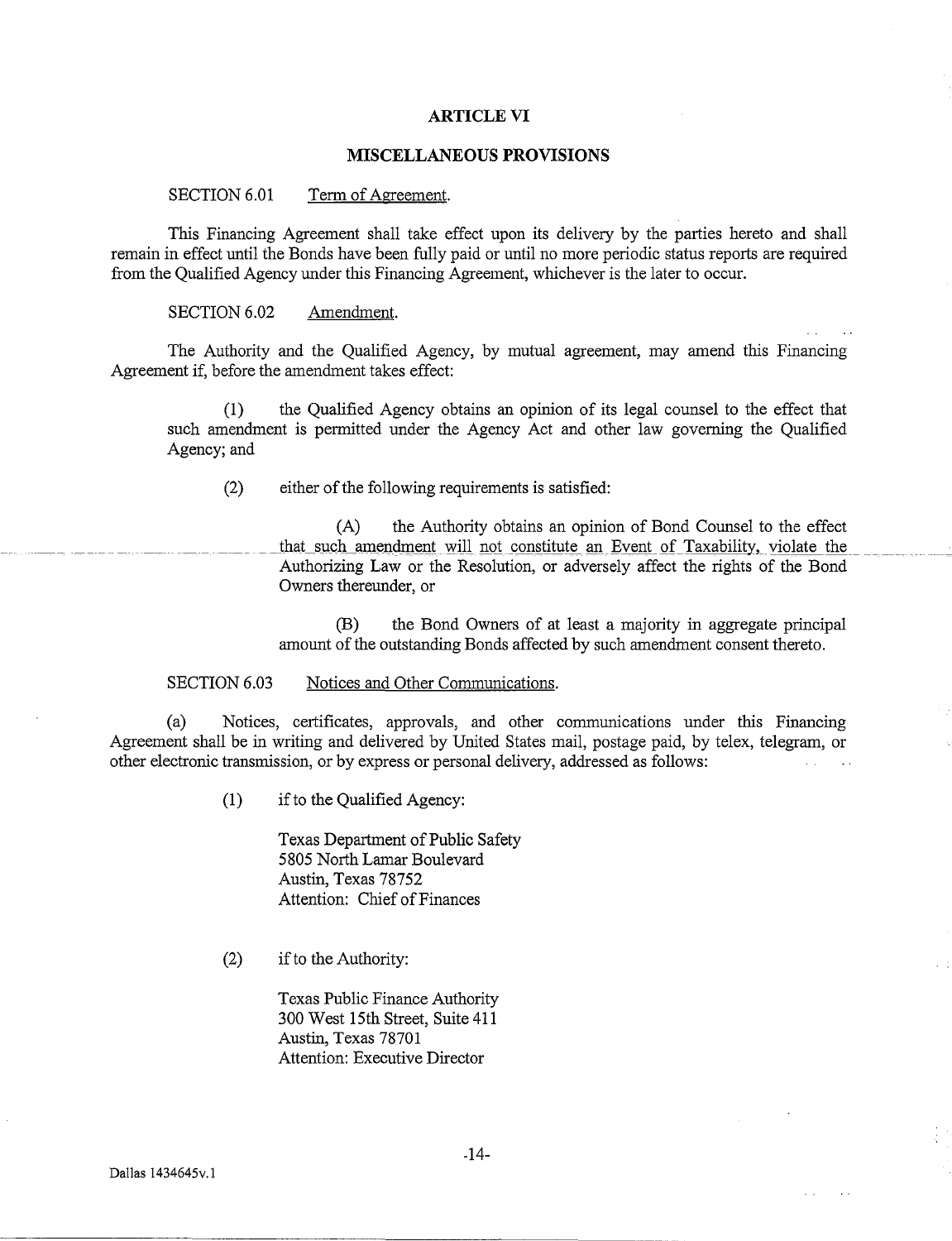# ARTICLE VI

## MISCELLANEOUS PROVISIONS

SECTION 6.01 Term of Agreement.

This Financing Agreement shall take effect upon its delivery by the parties hereto and shall remain in effect until the Bonds have been fully paid or until no more periodic status reports are required from the Qualified Agency under this Financing Agreement, whichever is the later to occur.

SECTION 6.02 Amendment.

The Authority and the Qualified Agency, by mutual agreement, may amend this Financing Agreement if, before the amendment takes effect:

(1) the Qualified Agency obtains an opinion of its legal counsel to the effect that such amendment is permitted under the Agency Act and other law governing the Qualified Agency; and

(2) either of the following requirements is satisfied:

(A) the Authority obtains an opinion of Bond Counsel to the effect that such amendment will not constitute an Event of Taxability, violate the Authorizing Law or the Resolution, or adversely affect the rights of the Bond Owners thereunder, or

(B) the Bond Owners of at least a majority in aggregate principal amount of the outstanding Bonds affected by such amendment consent thereto.

SECTION 6.03 Notices and Other Communications.

(a) Notices, certificates, approvals, and other communications under this Financing Agreement shall be in writing and delivered by United States mail, postage paid, by telex, telegram, or other electronic transmission, or by express or personal delivery, addressed as follows:

(1) if to the Qualified Agency:

Texas Department of Public Safety
5805 North Lamar Boulevard
Austin, Texas 78752
Attention: Chief of Finances

(2) if to the Authority:

Texas Public Finance Authority
300 West 15th Street, Suite 411
Austin, Texas 78701
Attention: Executive Director

Dallas 1434645v.1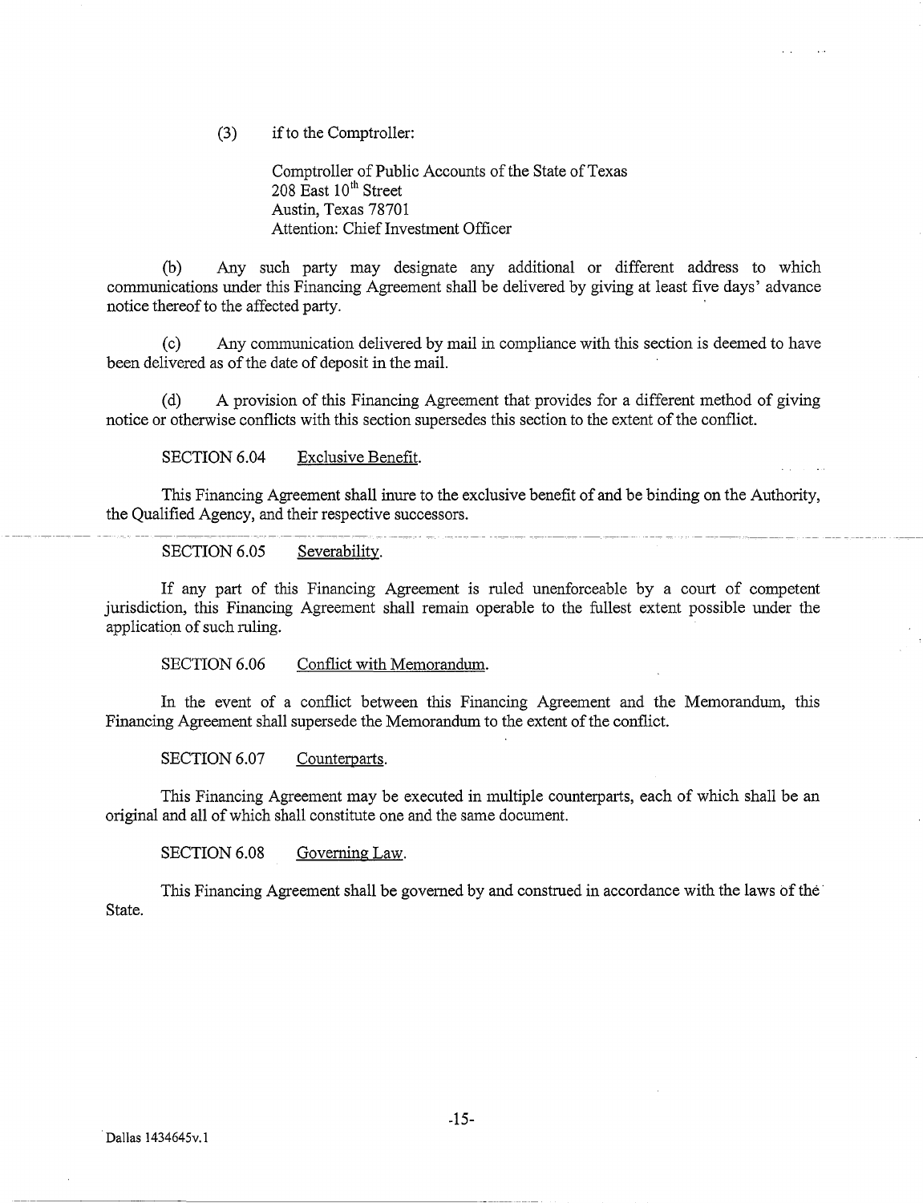(3) if to the Comptroller:

Comptroller of Public Accounts of the State of Texas
208 East 10th Street
Austin, Texas 78701
Attention: Chief Investment Officer

(b) Any such party may designate any additional or different address to which communications under this Financing Agreement shall be delivered by giving at least five days' advance notice thereof to the affected party.

(c) Any communication delivered by mail in compliance with this section is deemed to have been delivered as of the date of deposit in the mail.

(d) A provision of this Financing Agreement that provides for a different method of giving notice or otherwise conflicts with this section supersedes this section to the extent of the conflict.

SECTION 6.04 Exclusive Benefit.

This Financing Agreement shall inure to the exclusive benefit of and be binding on the Authority, the Qualified Agency, and their respective successors.

SECTION 6.05 Severability.

If any part of this Financing Agreement is ruled unenforceable by a court of competent jurisdiction, this Financing Agreement shall remain operable to the fullest extent possible under the application of such ruling.

SECTION 6.06 Conflict with Memorandum.

In the event of a conflict between this Financing Agreement and the Memorandum, this Financing Agreement shall supersede the Memorandum to the extent of the conflict.

SECTION 6.07 Counterparts.

This Financing Agreement may be executed in multiple counterparts, each of which shall be an original and all of which shall constitute one and the same document.

SECTION 6.08 Governing Law.

This Financing Agreement shall be governed by and construed in accordance with the laws of the State.

Dallas 1434645v.1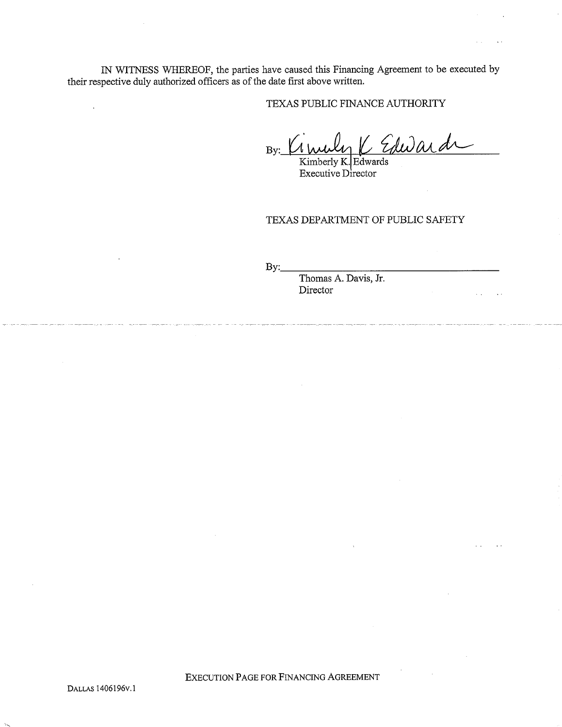IN WITNESS WHEREOF, the parties have caused this Financing Agreement to be executed by their respective duly authorized officers as of the date first above written.

TEXAS PUBLIC FINANCE AUTHORITY

By: Kimberly K Edwards
Kimberly K. Edwards
Executive Director

TEXAS DEPARTMENT OF PUBLIC SAFETY

By:______________________________
Thomas A. Davis, Jr.
Director

EXECUTION PAGE FOR FINANCING AGREEMENT

DALLAS 1406196v.1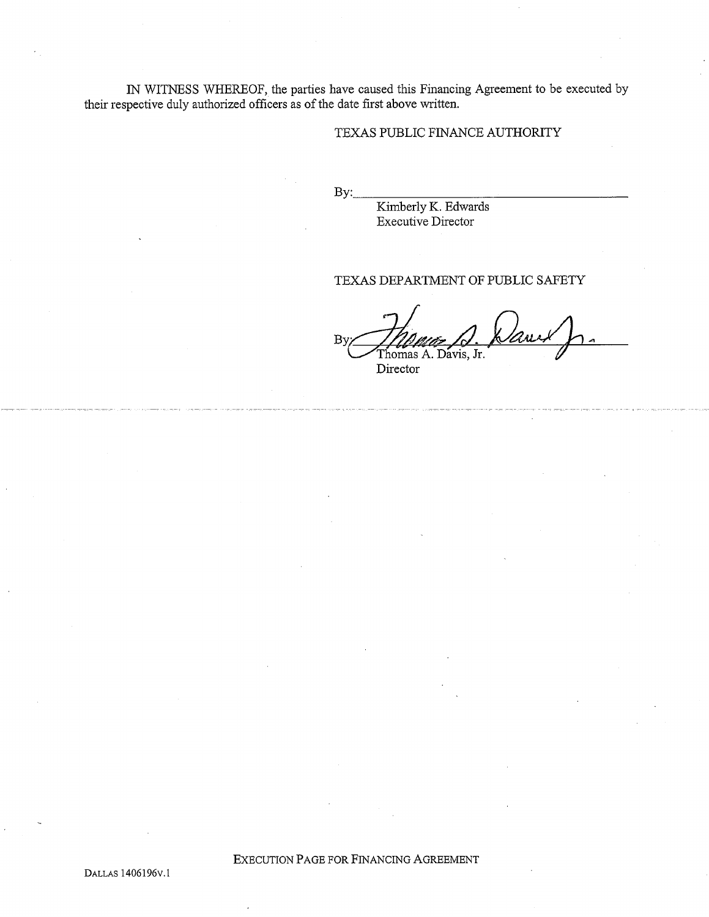IN WITNESS WHEREOF, the parties have caused this Financing Agreement to be executed by their respective duly authorized officers as of the date first above written.

TEXAS PUBLIC FINANCE AUTHORITY

By:\_\_\_\_\_\_\_\_\_\_\_\_\_\_\_\_\_\_\_\_\_\_\_\_\_\_\_\_\_\_\_\_\_\_\_\_
Kimberly K. Edwards
Executive Director

TEXAS DEPARTMENT OF PUBLIC SAFETY

By: Thomas A. Davis, Jr.
Thomas A. Davis, Jr.
Director

EXECUTION PAGE FOR FINANCING AGREEMENT

DALLAS 1406196v.1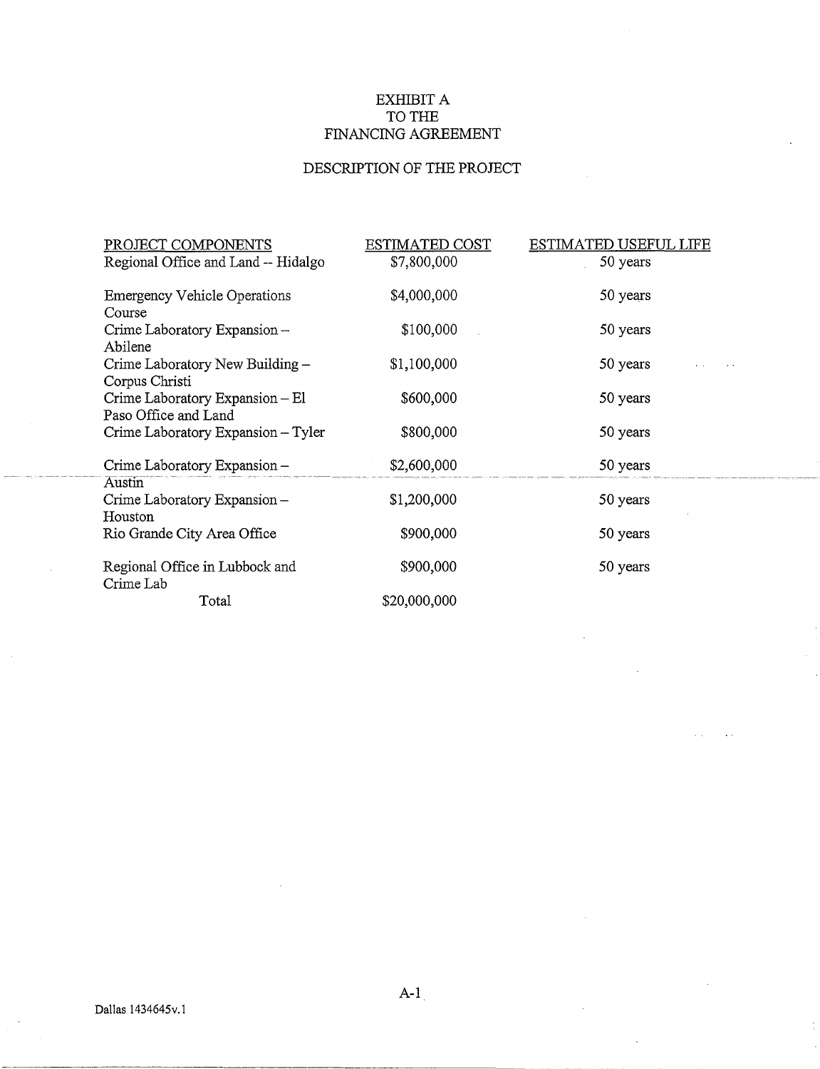# EXHIBIT A
# TO THE
# FINANCING AGREEMENT

## DESCRIPTION OF THE PROJECT

| PROJECT COMPONENTS | ESTIMATED COST | ESTIMATED USEFUL LIFE |
|---|---|---|
| Regional Office and Land -- Hidalgo | $7,800,000 | 50 years |
| Emergency Vehicle Operations Course | $4,000,000 | 50 years |
| Crime Laboratory Expansion – Abilene | $100,000 | 50 years |
| Crime Laboratory New Building – Corpus Christi | $1,100,000 | 50 years |
| Crime Laboratory Expansion – El Paso Office and Land | $600,000 | 50 years |
| Crime Laboratory Expansion – Tyler | $800,000 | 50 years |
| Crime Laboratory Expansion – Austin | $2,600,000 | 50 years |
| Crime Laboratory Expansion – Houston | $1,200,000 | 50 years |
| Rio Grande City Area Office | $900,000 | 50 years |
| Regional Office in Lubbock and Crime Lab | $900,000 | 50 years |
| Total | $20,000,000 | |

Dallas 1434645v.1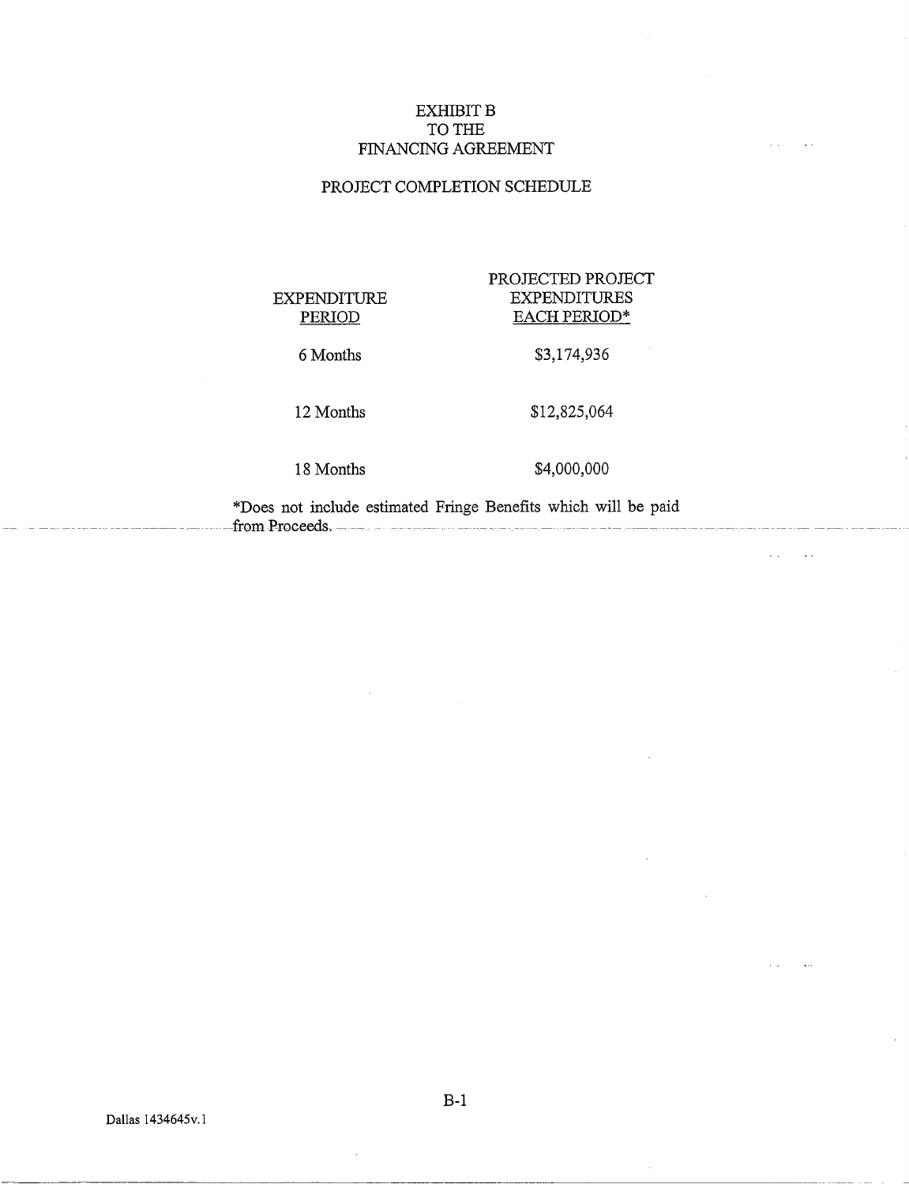# EXHIBIT B
# TO THE
# FINANCING AGREEMENT

## PROJECT COMPLETION SCHEDULE

| EXPENDITURE PERIOD | PROJECTED PROJECT EXPENDITURES EACH PERIOD* |
|---|---|
| 6 Months | $3,174,936 |
| 12 Months | $12,825,064 |
| 18 Months | $4,000,000 |

*Does not include estimated Fringe Benefits which will be paid from Proceeds.

Dallas 1434645v.1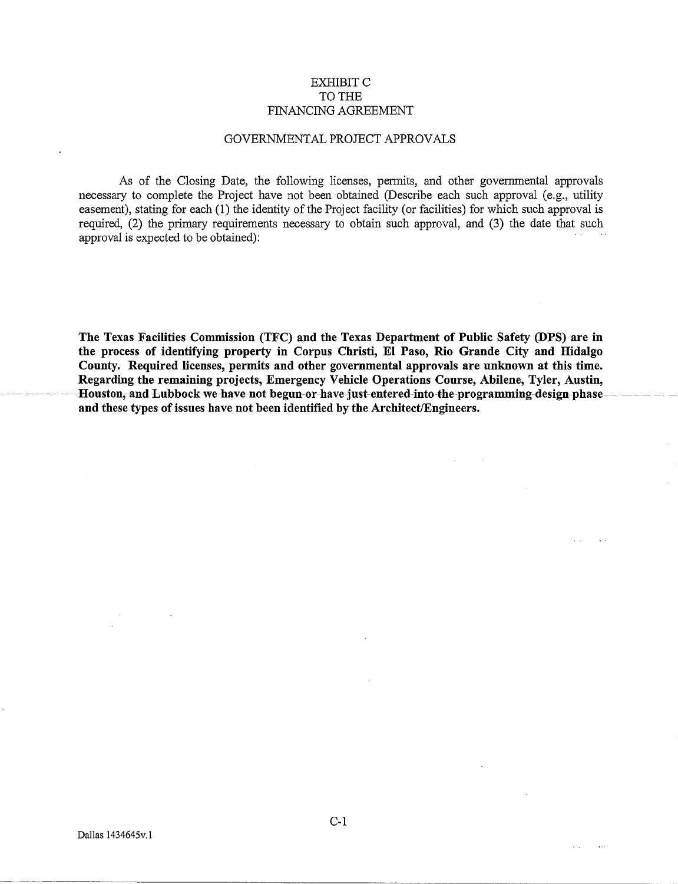# EXHIBIT C
# TO THE
# FINANCING AGREEMENT

## GOVERNMENTAL PROJECT APPROVALS

As of the Closing Date, the following licenses, permits, and other governmental approvals necessary to complete the Project have not been obtained (Describe each such approval (e.g., utility easement), stating for each (1) the identity of the Project facility (or facilities) for which such approval is required, (2) the primary requirements necessary to obtain such approval, and (3) the date that such approval is expected to be obtained):

**The Texas Facilities Commission (TFC) and the Texas Department of Public Safety (DPS) are in the process of identifying property in Corpus Christi, El Paso, Rio Grande City and Hidalgo County. Required licenses, permits and other governmental approvals are unknown at this time. Regarding the remaining projects, Emergency Vehicle Operations Course, Abilene, Tyler, Austin, Houston, and Lubbock we have not begun or have just entered into the programming design phase and these types of issues have not been identified by the Architect/Engineers.**

Dallas 1434645v.1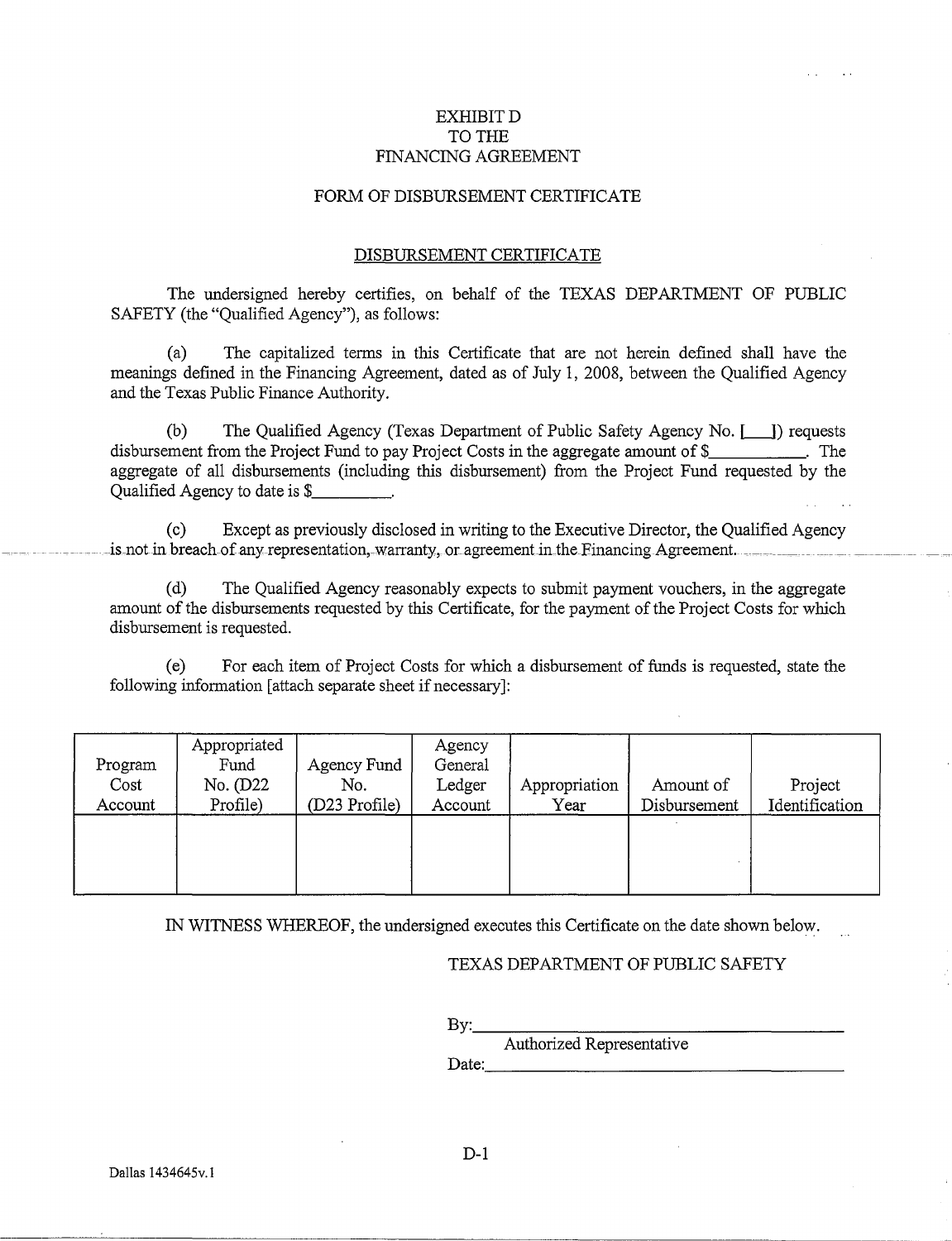EXHIBIT D
TO THE
FINANCING AGREEMENT

FORM OF DISBURSEMENT CERTIFICATE

DISBURSEMENT CERTIFICATE

The undersigned hereby certifies, on behalf of the TEXAS DEPARTMENT OF PUBLIC SAFETY (the "Qualified Agency"), as follows:

(a) The capitalized terms in this Certificate that are not herein defined shall have the meanings defined in the Financing Agreement, dated as of July 1, 2008, between the Qualified Agency and the Texas Public Finance Authority.

(b) The Qualified Agency (Texas Department of Public Safety Agency No. [___]) requests disbursement from the Project Fund to pay Project Costs in the aggregate amount of $__________. The aggregate of all disbursements (including this disbursement) from the Project Fund requested by the Qualified Agency to date is $_________.

(c) Except as previously disclosed in writing to the Executive Director, the Qualified Agency is not in breach of any representation, warranty, or agreement in the Financing Agreement.

(d) The Qualified Agency reasonably expects to submit payment vouchers, in the aggregate amount of the disbursements requested by this Certificate, for the payment of the Project Costs for which disbursement is requested.

(e) For each item of Project Costs for which a disbursement of funds is requested, state the following information [attach separate sheet if necessary]:

| Program Cost Account | Appropriated Fund No. (D22 Profile) | Agency Fund No. (D23 Profile) | Agency General Ledger Account | Appropriation Year | Amount of Disbursement | Project Identification |
|---|---|---|---|---|---|---|
| | | | | | | |

IN WITNESS WHEREOF, the undersigned executes this Certificate on the date shown below.

TEXAS DEPARTMENT OF PUBLIC SAFETY

By:_________________________________
Authorized Representative

Date:_______________________________

Dallas 1434645v.1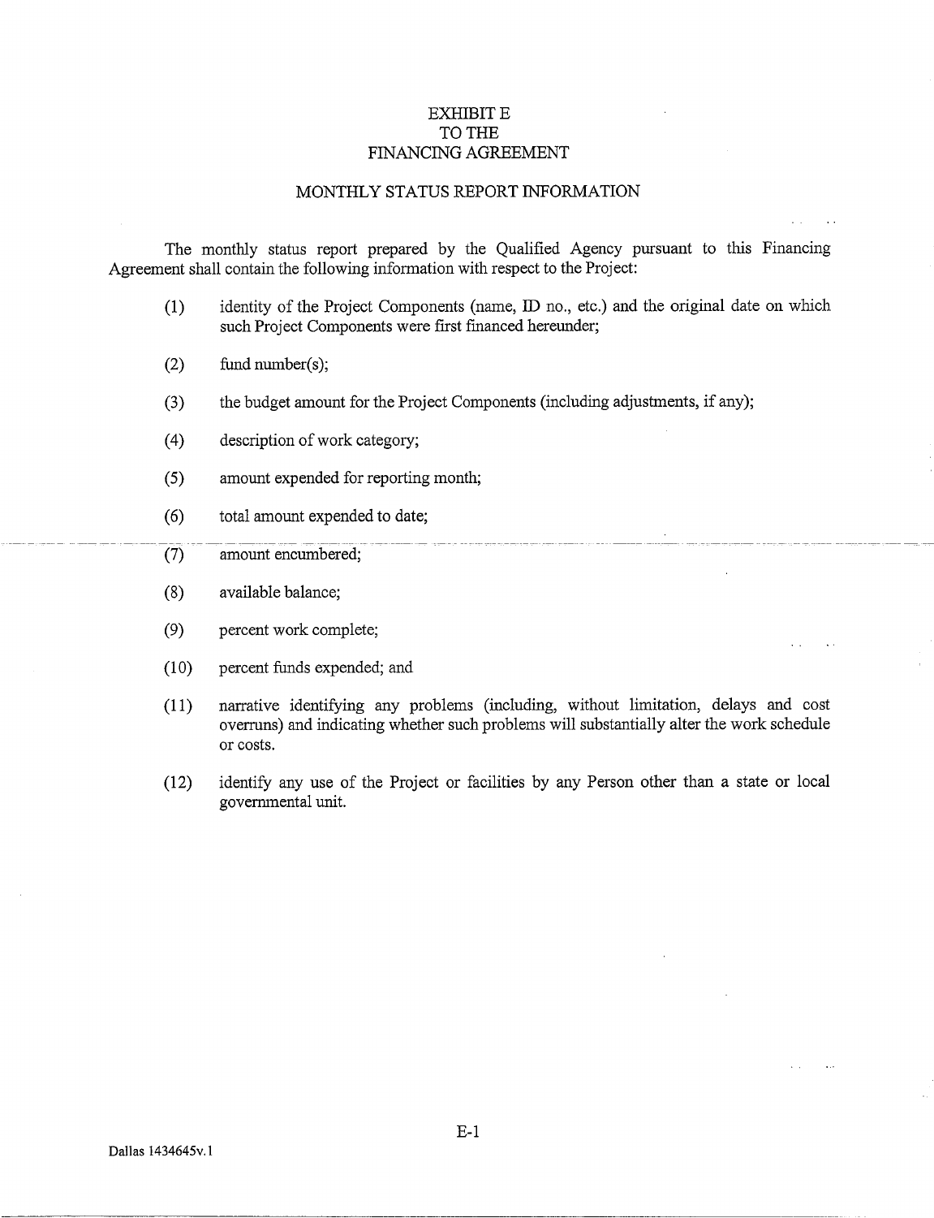# EXHIBIT E
# TO THE
# FINANCING AGREEMENT

## MONTHLY STATUS REPORT INFORMATION

The monthly status report prepared by the Qualified Agency pursuant to this Financing Agreement shall contain the following information with respect to the Project:

(1) identity of the Project Components (name, ID no., etc.) and the original date on which such Project Components were first financed hereunder;

(2) fund number(s);

(3) the budget amount for the Project Components (including adjustments, if any);

(4) description of work category;

(5) amount expended for reporting month;

(6) total amount expended to date;

(7) amount encumbered;

(8) available balance;

(9) percent work complete;

(10) percent funds expended; and

(11) narrative identifying any problems (including, without limitation, delays and cost overruns) and indicating whether such problems will substantially alter the work schedule or costs.

(12) identify any use of the Project or facilities by any Person other than a state or local governmental unit.

Dallas 1434645v.1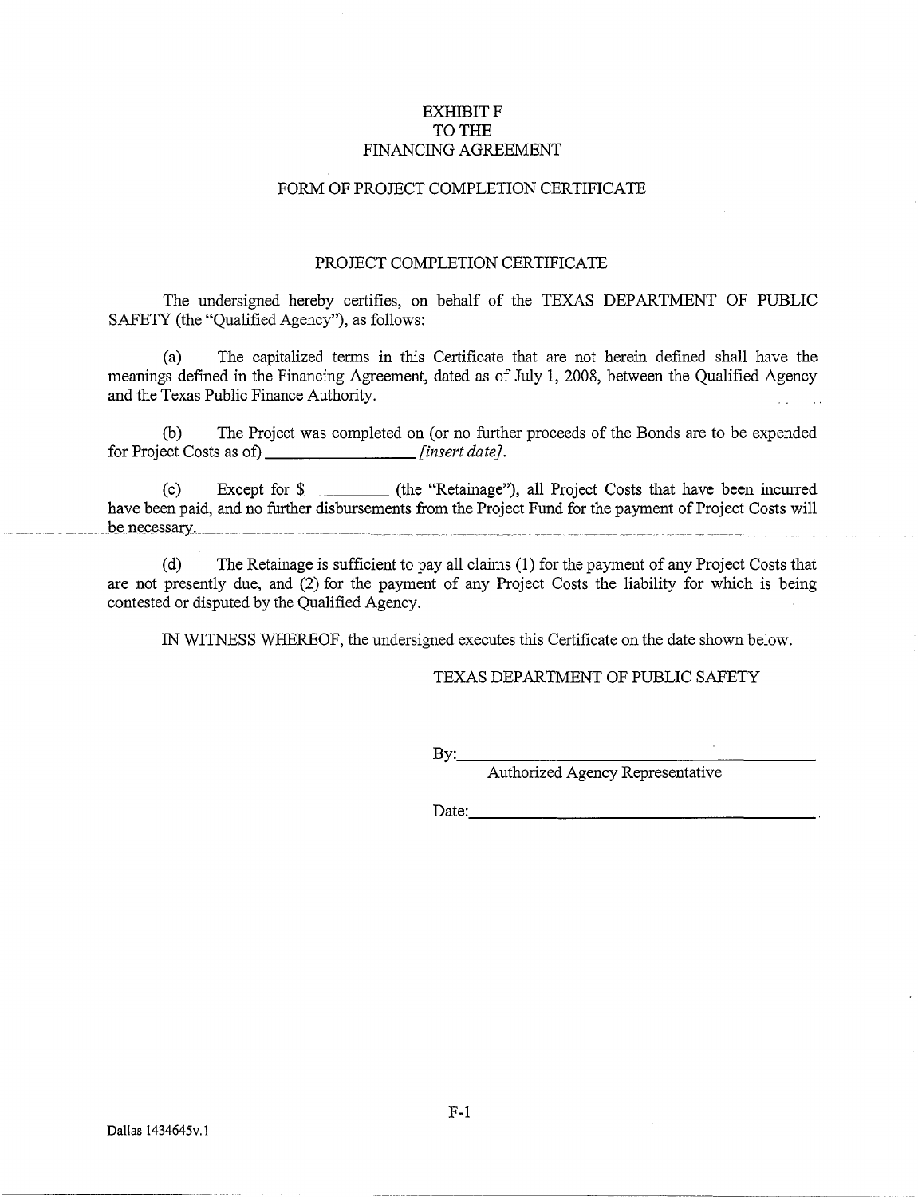# EXHIBIT F
# TO THE
# FINANCING AGREEMENT

## FORM OF PROJECT COMPLETION CERTIFICATE

### PROJECT COMPLETION CERTIFICATE

The undersigned hereby certifies, on behalf of the TEXAS DEPARTMENT OF PUBLIC SAFETY (the "Qualified Agency"), as follows:

(a) The capitalized terms in this Certificate that are not herein defined shall have the meanings defined in the Financing Agreement, dated as of July 1, 2008, between the Qualified Agency and the Texas Public Finance Authority.

(b) The Project was completed on (or no further proceeds of the Bonds are to be expended for Project Costs as of) ________________ *[insert date]*.

(c) Except for $_________ (the "Retainage"), all Project Costs that have been incurred have been paid, and no further disbursements from the Project Fund for the payment of Project Costs will be necessary.

(d) The Retainage is sufficient to pay all claims (1) for the payment of any Project Costs that are not presently due, and (2) for the payment of any Project Costs the liability for which is being contested or disputed by the Qualified Agency.

IN WITNESS WHEREOF, the undersigned executes this Certificate on the date shown below.

TEXAS DEPARTMENT OF PUBLIC SAFETY

By:______________________________________
Authorized Agency Representative

Date:_____________________________________

Dallas 1434645v.1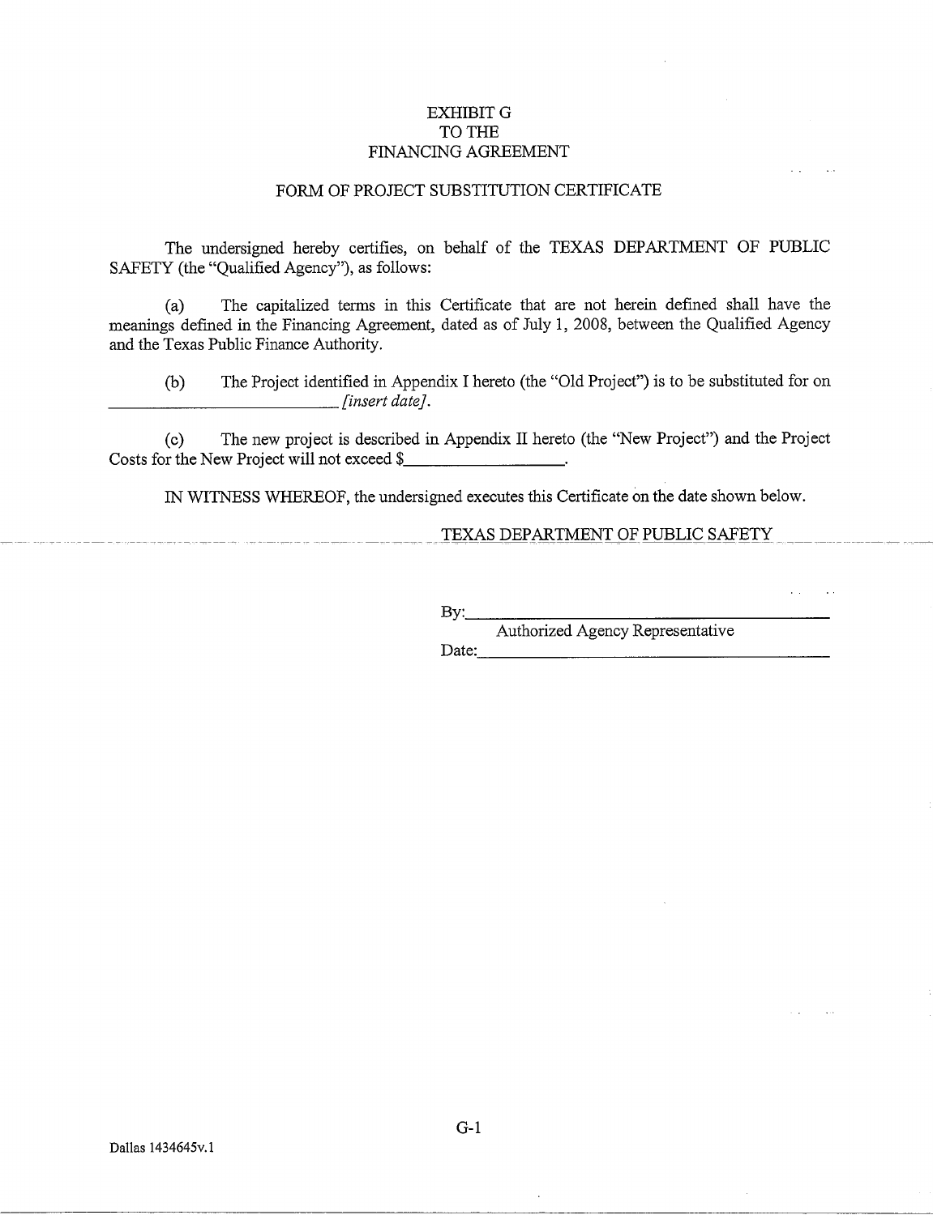# EXHIBIT G
# TO THE
# FINANCING AGREEMENT

## FORM OF PROJECT SUBSTITUTION CERTIFICATE

The undersigned hereby certifies, on behalf of the TEXAS DEPARTMENT OF PUBLIC SAFETY (the "Qualified Agency"), as follows:

(a) The capitalized terms in this Certificate that are not herein defined shall have the meanings defined in the Financing Agreement, dated as of July 1, 2008, between the Qualified Agency and the Texas Public Finance Authority.

(b) The Project identified in Appendix I hereto (the "Old Project") is to be substituted for on ____________________________ *[insert date]*.

(c) The new project is described in Appendix II hereto (the "New Project") and the Project Costs for the New Project will not exceed $____________________.

IN WITNESS WHEREOF, the undersigned executes this Certificate on the date shown below.

TEXAS DEPARTMENT OF PUBLIC SAFETY

By:_____________________________________________
Authorized Agency Representative

Date:___________________________________________

Dallas 1434645v.1